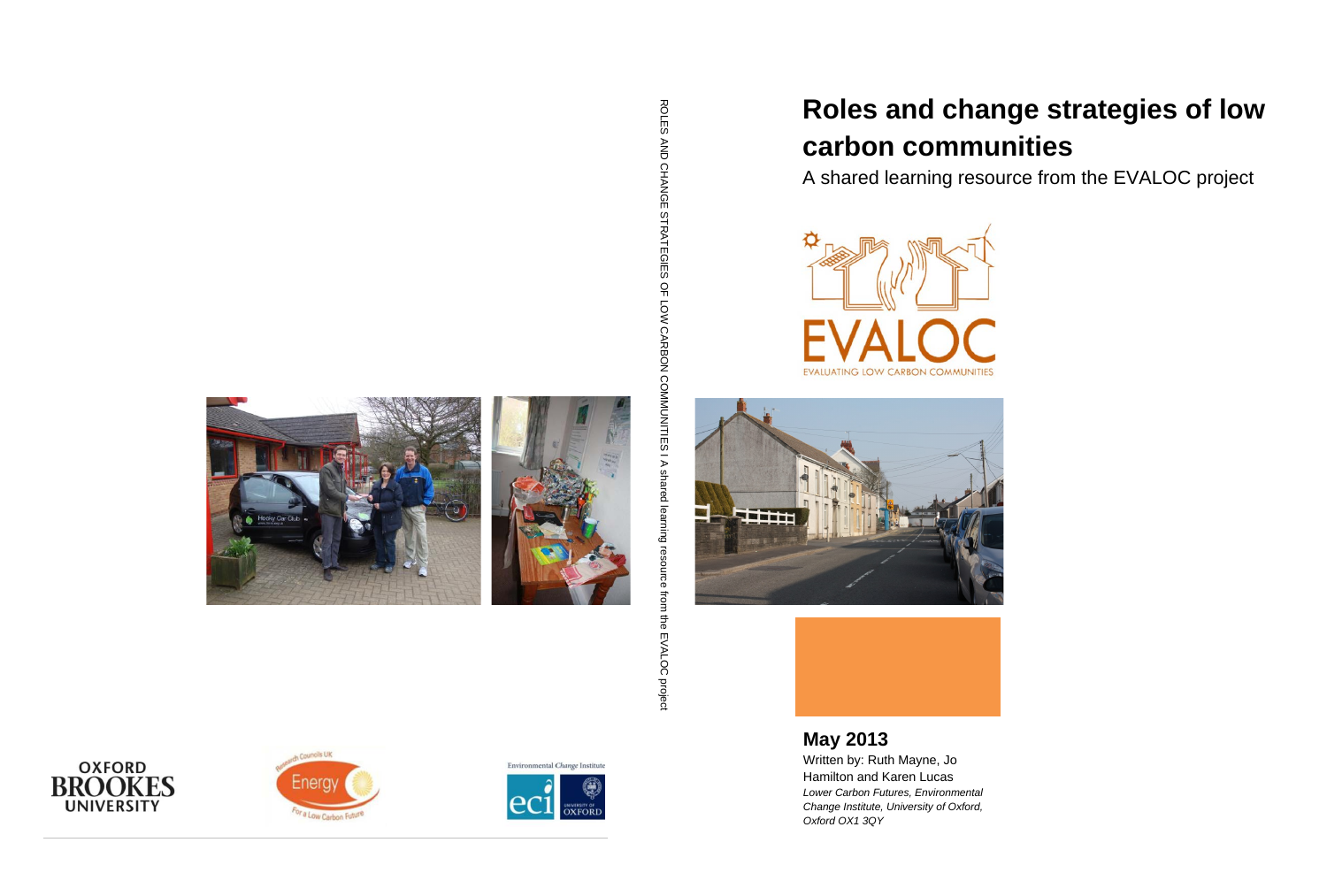# Roles and change strategies of low carbon communities

A shared learning resource from the EVALOC project

EVALOC

EVALUATING LOW CARBON COMMUNITIES

ROLES AND CHANGE STRATEGIES OF LOW CARBON COMMUNITIES I A shared learning resource from the EVALOC project

**May 2013**

Written by: Ruth Mayne, Jo Hamilton and Karen Lucas

*Lower Carbon Futures, Environmental Change Institute, University of Oxford, Oxford OX1 3QY*

OXFORD BROOKES UNIVERSITY

Research Councils UK Energy For a Low Carbon Future

Environmental Change Institute eci UNIVERSITY OF OXFORD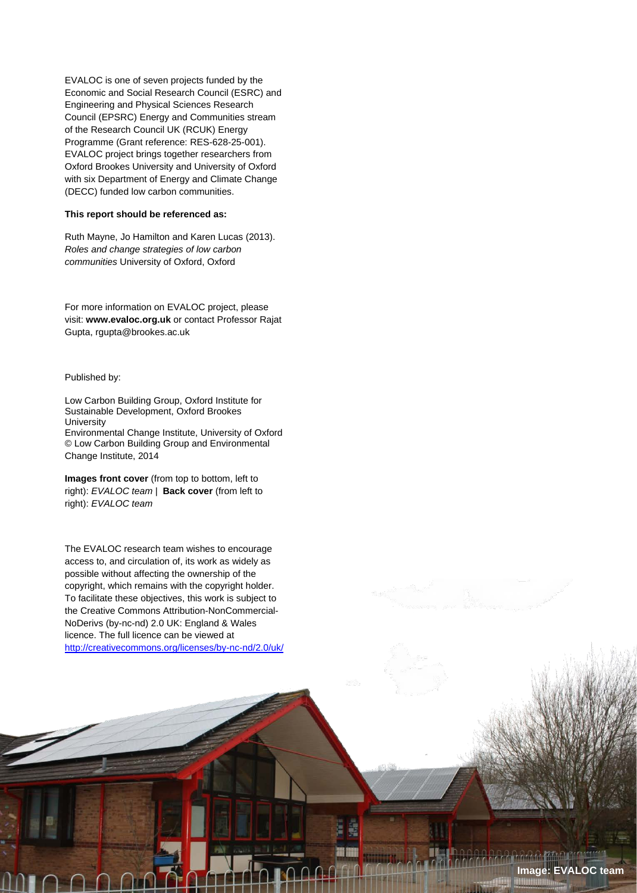EVALOC is one of seven projects funded by the Economic and Social Research Council (ESRC) and Engineering and Physical Sciences Research Council (EPSRC) Energy and Communities stream of the Research Council UK (RCUK) Energy Programme (Grant reference: RES-628-25-001). EVALOC project brings together researchers from Oxford Brookes University and University of Oxford with six Department of Energy and Climate Change (DECC) funded low carbon communities.

**This report should be referenced as:**

Ruth Mayne, Jo Hamilton and Karen Lucas (2013). *Roles and change strategies of low carbon communities* University of Oxford, Oxford

For more information on EVALOC project, please visit: **www.evaloc.org.uk** or contact Professor Rajat Gupta, rgupta@brookes.ac.uk

Published by:

Low Carbon Building Group, Oxford Institute for Sustainable Development, Oxford Brookes University
Environmental Change Institute, University of Oxford
© Low Carbon Building Group and Environmental Change Institute, 2014

**Images front cover** (from top to bottom, left to right): *EVALOC team* | **Back cover** (from left to right): *EVALOC team*

The EVALOC research team wishes to encourage access to, and circulation of, its work as widely as possible without affecting the ownership of the copyright, which remains with the copyright holder. To facilitate these objectives, this work is subject to the Creative Commons Attribution-NonCommercial-NoDerivs (by-nc-nd) 2.0 UK: England & Wales licence. The full licence can be viewed at http://creativecommons.org/licenses/by-nc-nd/2.0/uk/

**Image: EVALOC team**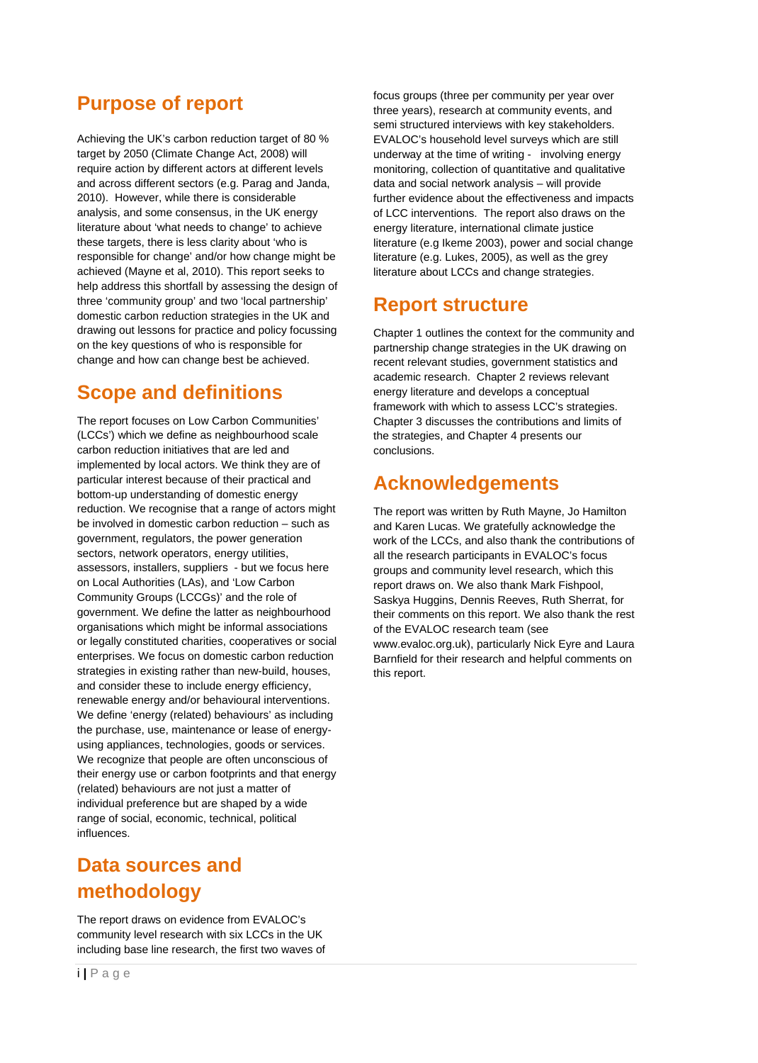## Purpose of report

Achieving the UK's carbon reduction target of 80 % target by 2050 (Climate Change Act, 2008) will require action by different actors at different levels and across different sectors (e.g. Parag and Janda, 2010). However, while there is considerable analysis, and some consensus, in the UK energy literature about 'what needs to change' to achieve these targets, there is less clarity about 'who is responsible for change' and/or how change might be achieved (Mayne et al, 2010). This report seeks to help address this shortfall by assessing the design of three 'community group' and two 'local partnership' domestic carbon reduction strategies in the UK and drawing out lessons for practice and policy focussing on the key questions of who is responsible for change and how can change best be achieved.

## Scope and definitions

The report focuses on Low Carbon Communities' (LCCs') which we define as neighbourhood scale carbon reduction initiatives that are led and implemented by local actors. We think they are of particular interest because of their practical and bottom-up understanding of domestic energy reduction. We recognise that a range of actors might be involved in domestic carbon reduction – such as government, regulators, the power generation sectors, network operators, energy utilities, assessors, installers, suppliers - but we focus here on Local Authorities (LAs), and 'Low Carbon Community Groups (LCCGs)' and the role of government. We define the latter as neighbourhood organisations which might be informal associations or legally constituted charities, cooperatives or social enterprises. We focus on domestic carbon reduction strategies in existing rather than new-build, houses, and consider these to include energy efficiency, renewable energy and/or behavioural interventions. We define 'energy (related) behaviours' as including the purchase, use, maintenance or lease of energy-using appliances, technologies, goods or services. We recognize that people are often unconscious of their energy use or carbon footprints and that energy (related) behaviours are not just a matter of individual preference but are shaped by a wide range of social, economic, technical, political influences.

## Data sources and methodology

The report draws on evidence from EVALOC's community level research with six LCCs in the UK including base line research, the first two waves of focus groups (three per community per year over three years), research at community events, and semi structured interviews with key stakeholders. EVALOC's household level surveys which are still underway at the time of writing - involving energy monitoring, collection of quantitative and qualitative data and social network analysis – will provide further evidence about the effectiveness and impacts of LCC interventions. The report also draws on the energy literature, international climate justice literature (e.g Ikeme 2003), power and social change literature (e.g. Lukes, 2005), as well as the grey literature about LCCs and change strategies.

## Report structure

Chapter 1 outlines the context for the community and partnership change strategies in the UK drawing on recent relevant studies, government statistics and academic research. Chapter 2 reviews relevant energy literature and develops a conceptual framework with which to assess LCC's strategies. Chapter 3 discusses the contributions and limits of the strategies, and Chapter 4 presents our conclusions.

## Acknowledgements

The report was written by Ruth Mayne, Jo Hamilton and Karen Lucas. We gratefully acknowledge the work of the LCCs, and also thank the contributions of all the research participants in EVALOC's focus groups and community level research, which this report draws on. We also thank Mark Fishpool, Saskya Huggins, Dennis Reeves, Ruth Sherrat, for their comments on this report. We also thank the rest of the EVALOC research team (see www.evaloc.org.uk), particularly Nick Eyre and Laura Barnfield for their research and helpful comments on this report.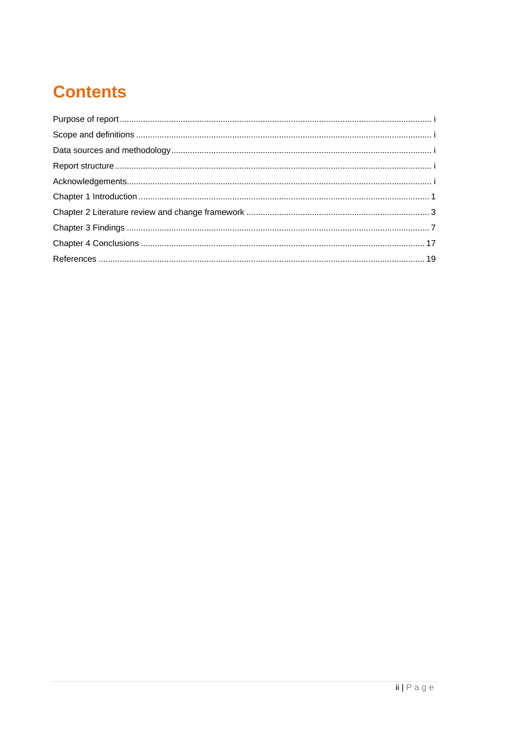# Contents

Purpose of report ........................................................................................................................................ i

Scope and definitions ................................................................................................................................ i

Data sources and methodology .................................................................................................................. i

Report structure .......................................................................................................................................... i

Acknowledgements ..................................................................................................................................... i

Chapter 1 Introduction ................................................................................................................................ 1

Chapter 2 Literature review and change framework .................................................................................. 3

Chapter 3 Findings ..................................................................................................................................... 7

Chapter 4 Conclusions .............................................................................................................................. 17

References ................................................................................................................................................. 19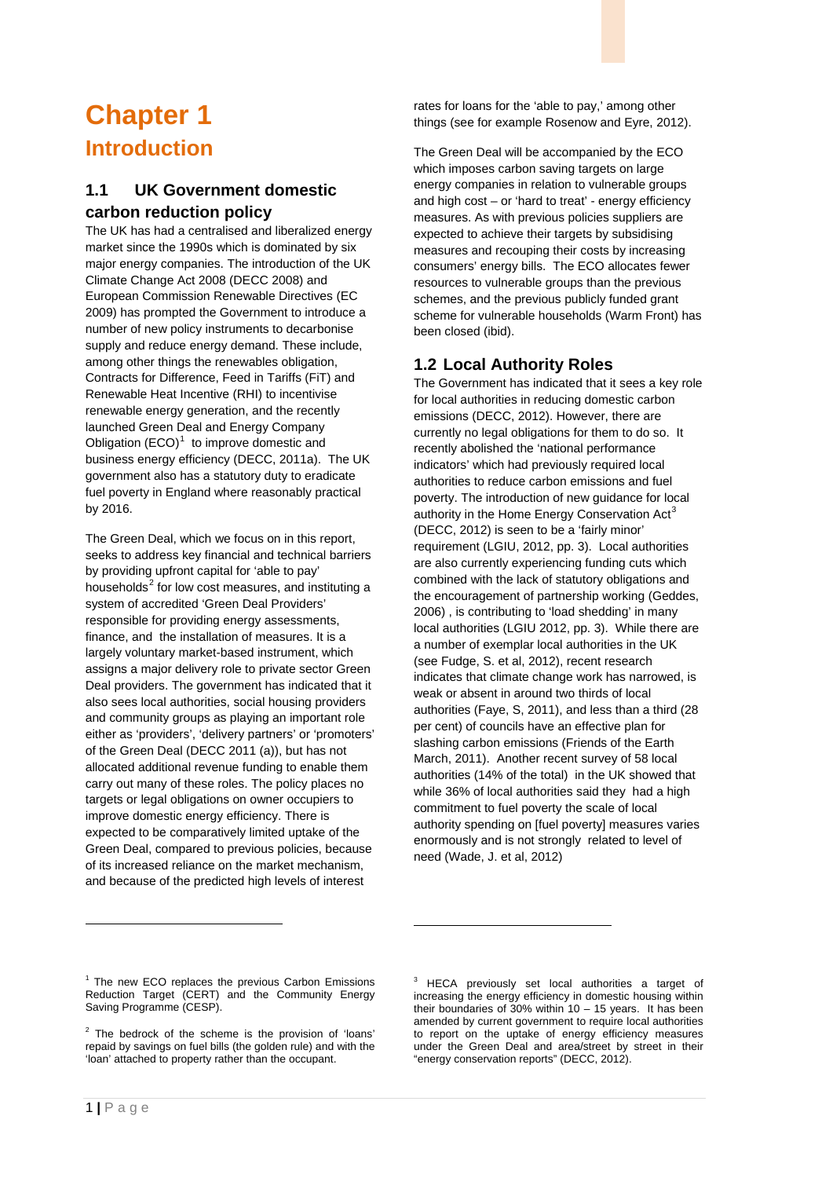# Chapter 1

## Introduction

### 1.1 UK Government domestic carbon reduction policy

The UK has had a centralised and liberalized energy market since the 1990s which is dominated by six major energy companies. The introduction of the UK Climate Change Act 2008 (DECC 2008) and European Commission Renewable Directives (EC 2009) has prompted the Government to introduce a number of new policy instruments to decarbonise supply and reduce energy demand. These include, among other things the renewables obligation, Contracts for Difference, Feed in Tariffs (FiT) and Renewable Heat Incentive (RHI) to incentivise renewable energy generation, and the recently launched Green Deal and Energy Company Obligation (ECO)[1] to improve domestic and business energy efficiency (DECC, 2011a). The UK government also has a statutory duty to eradicate fuel poverty in England where reasonably practical by 2016.

The Green Deal, which we focus on in this report, seeks to address key financial and technical barriers by providing upfront capital for 'able to pay' households[2] for low cost measures, and instituting a system of accredited 'Green Deal Providers' responsible for providing energy assessments, finance, and the installation of measures. It is a largely voluntary market-based instrument, which assigns a major delivery role to private sector Green Deal providers. The government has indicated that it also sees local authorities, social housing providers and community groups as playing an important role either as 'providers', 'delivery partners' or 'promoters' of the Green Deal (DECC 2011 (a)), but has not allocated additional revenue funding to enable them carry out many of these roles. The policy places no targets or legal obligations on owner occupiers to improve domestic energy efficiency. There is expected to be comparatively limited uptake of the Green Deal, compared to previous policies, because of its increased reliance on the market mechanism, and because of the predicted high levels of interest rates for loans for the 'able to pay,' among other things (see for example Rosenow and Eyre, 2012).

The Green Deal will be accompanied by the ECO which imposes carbon saving targets on large energy companies in relation to vulnerable groups and high cost – or 'hard to treat' - energy efficiency measures. As with previous policies suppliers are expected to achieve their targets by subsidising measures and recouping their costs by increasing consumers' energy bills. The ECO allocates fewer resources to vulnerable groups than the previous schemes, and the previous publicly funded grant scheme for vulnerable households (Warm Front) has been closed (ibid).

### 1.2 Local Authority Roles

The Government has indicated that it sees a key role for local authorities in reducing domestic carbon emissions (DECC, 2012). However, there are currently no legal obligations for them to do so. It recently abolished the 'national performance indicators' which had previously required local authorities to reduce carbon emissions and fuel poverty. The introduction of new guidance for local authority in the Home Energy Conservation Act[3] (DECC, 2012) is seen to be a 'fairly minor' requirement (LGIU, 2012, pp. 3). Local authorities are also currently experiencing funding cuts which combined with the lack of statutory obligations and the encouragement of partnership working (Geddes, 2006) , is contributing to 'load shedding' in many local authorities (LGIU 2012, pp. 3). While there are a number of exemplar local authorities in the UK (see Fudge, S. et al, 2012), recent research indicates that climate change work has narrowed, is weak or absent in around two thirds of local authorities (Faye, S, 2011), and less than a third (28 per cent) of councils have an effective plan for slashing carbon emissions (Friends of the Earth March, 2011). Another recent survey of 58 local authorities (14% of the total) in the UK showed that while 36% of local authorities said they had a high commitment to fuel poverty the scale of local authority spending on [fuel poverty] measures varies enormously and is not strongly related to level of need (Wade, J. et al, 2012)

---

[1] The new ECO replaces the previous Carbon Emissions Reduction Target (CERT) and the Community Energy Saving Programme (CESP).

[2] The bedrock of the scheme is the provision of 'loans' repaid by savings on fuel bills (the golden rule) and with the 'loan' attached to property rather than the occupant.

[3] HECA previously set local authorities a target of increasing the energy efficiency in domestic housing within their boundaries of 30% within 10 – 15 years. It has been amended by current government to require local authorities to report on the uptake of energy efficiency measures under the Green Deal and area/street by street in their "energy conservation reports" (DECC, 2012).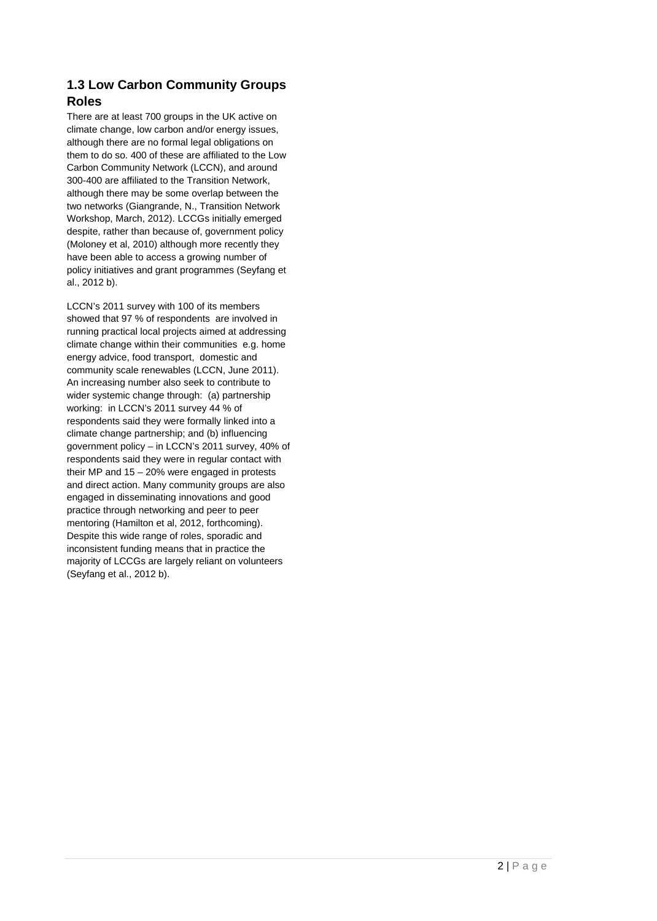## 1.3 Low Carbon Community Groups Roles

There are at least 700 groups in the UK active on climate change, low carbon and/or energy issues, although there are no formal legal obligations on them to do so. 400 of these are affiliated to the Low Carbon Community Network (LCCN), and around 300-400 are affiliated to the Transition Network, although there may be some overlap between the two networks (Giangrande, N., Transition Network Workshop, March, 2012). LCCGs initially emerged despite, rather than because of, government policy (Moloney et al, 2010) although more recently they have been able to access a growing number of policy initiatives and grant programmes (Seyfang et al., 2012 b).

LCCN's 2011 survey with 100 of its members showed that 97 % of respondents are involved in running practical local projects aimed at addressing climate change within their communities e.g. home energy advice, food transport, domestic and community scale renewables (LCCN, June 2011). An increasing number also seek to contribute to wider systemic change through: (a) partnership working: in LCCN's 2011 survey 44 % of respondents said they were formally linked into a climate change partnership; and (b) influencing government policy – in LCCN's 2011 survey, 40% of respondents said they were in regular contact with their MP and 15 – 20% were engaged in protests and direct action. Many community groups are also engaged in disseminating innovations and good practice through networking and peer to peer mentoring (Hamilton et al, 2012, forthcoming). Despite this wide range of roles, sporadic and inconsistent funding means that in practice the majority of LCCGs are largely reliant on volunteers (Seyfang et al., 2012 b).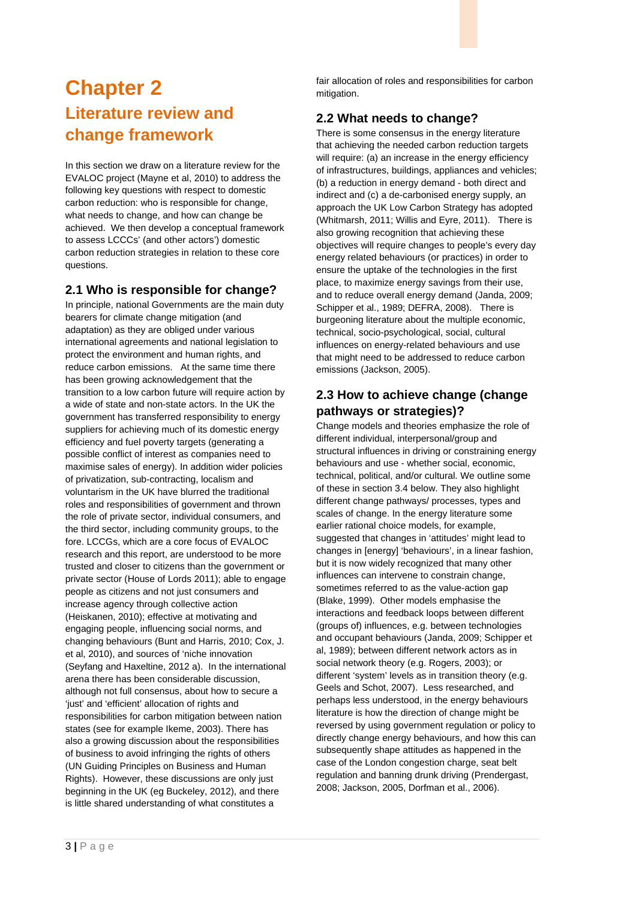# Chapter 2

## Literature review and change framework

In this section we draw on a literature review for the EVALOC project (Mayne et al, 2010) to address the following key questions with respect to domestic carbon reduction: who is responsible for change, what needs to change, and how can change be achieved. We then develop a conceptual framework to assess LCCCs' (and other actors') domestic carbon reduction strategies in relation to these core questions.

### 2.1 Who is responsible for change?

In principle, national Governments are the main duty bearers for climate change mitigation (and adaptation) as they are obliged under various international agreements and national legislation to protect the environment and human rights, and reduce carbon emissions. At the same time there has been growing acknowledgement that the transition to a low carbon future will require action by a wide of state and non-state actors. In the UK the government has transferred responsibility to energy suppliers for achieving much of its domestic energy efficiency and fuel poverty targets (generating a possible conflict of interest as companies need to maximise sales of energy). In addition wider policies of privatization, sub-contracting, localism and voluntarism in the UK have blurred the traditional roles and responsibilities of government and thrown the role of private sector, individual consumers, and the third sector, including community groups, to the fore. LCCGs, which are a core focus of EVALOC research and this report, are understood to be more trusted and closer to citizens than the government or private sector (House of Lords 2011); able to engage people as citizens and not just consumers and increase agency through collective action (Heiskanen, 2010); effective at motivating and engaging people, influencing social norms, and changing behaviours (Bunt and Harris, 2010; Cox, J. et al, 2010), and sources of 'niche innovation (Seyfang and Haxeltine, 2012 a). In the international arena there has been considerable discussion, although not full consensus, about how to secure a 'just' and 'efficient' allocation of rights and responsibilities for carbon mitigation between nation states (see for example Ikeme, 2003). There has also a growing discussion about the responsibilities of business to avoid infringing the rights of others (UN Guiding Principles on Business and Human Rights). However, these discussions are only just beginning in the UK (eg Buckeley, 2012), and there is little shared understanding of what constitutes a fair allocation of roles and responsibilities for carbon mitigation.

### 2.2 What needs to change?

There is some consensus in the energy literature that achieving the needed carbon reduction targets will require: (a) an increase in the energy efficiency of infrastructures, buildings, appliances and vehicles; (b) a reduction in energy demand - both direct and indirect and (c) a de-carbonised energy supply, an approach the UK Low Carbon Strategy has adopted (Whitmarsh, 2011; Willis and Eyre, 2011). There is also growing recognition that achieving these objectives will require changes to people's every day energy related behaviours (or practices) in order to ensure the uptake of the technologies in the first place, to maximize energy savings from their use, and to reduce overall energy demand (Janda, 2009; Schipper et al., 1989; DEFRA, 2008). There is burgeoning literature about the multiple economic, technical, socio-psychological, social, cultural influences on energy-related behaviours and use that might need to be addressed to reduce carbon emissions (Jackson, 2005).

### 2.3 How to achieve change (change pathways or strategies)?

Change models and theories emphasize the role of different individual, interpersonal/group and structural influences in driving or constraining energy behaviours and use - whether social, economic, technical, political, and/or cultural. We outline some of these in section 3.4 below. They also highlight different change pathways/ processes, types and scales of change. In the energy literature some earlier rational choice models, for example, suggested that changes in 'attitudes' might lead to changes in [energy] 'behaviours', in a linear fashion, but it is now widely recognized that many other influences can intervene to constrain change, sometimes referred to as the value-action gap (Blake, 1999). Other models emphasise the interactions and feedback loops between different (groups of) influences, e.g. between technologies and occupant behaviours (Janda, 2009; Schipper et al, 1989); between different network actors as in social network theory (e.g. Rogers, 2003); or different 'system' levels as in transition theory (e.g. Geels and Schot, 2007). Less researched, and perhaps less understood, in the energy behaviours literature is how the direction of change might be reversed by using government regulation or policy to directly change energy behaviours, and how this can subsequently shape attitudes as happened in the case of the London congestion charge, seat belt regulation and banning drunk driving (Prendergast, 2008; Jackson, 2005, Dorfman et al., 2006).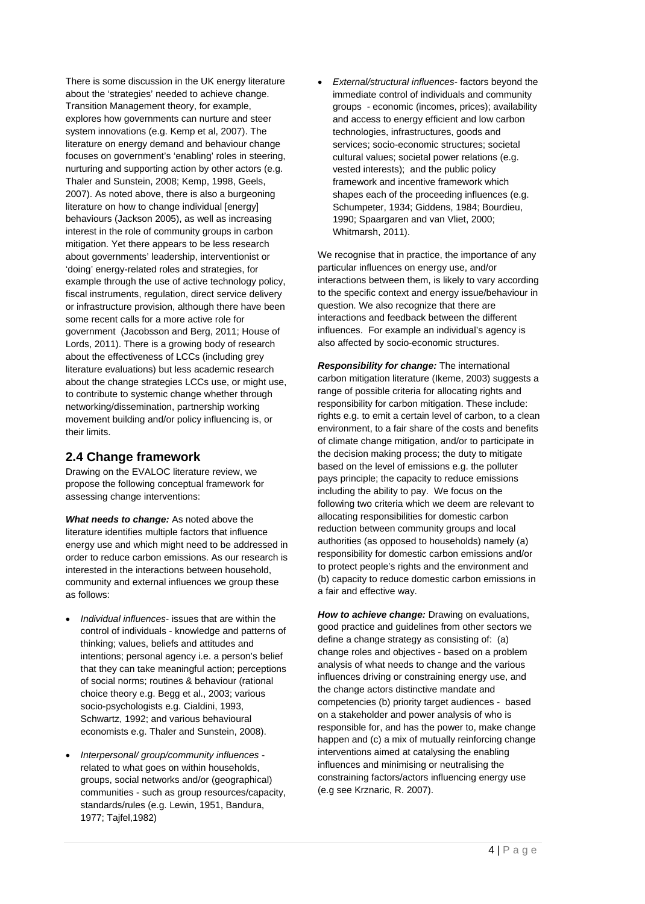There is some discussion in the UK energy literature about the 'strategies' needed to achieve change. Transition Management theory, for example, explores how governments can nurture and steer system innovations (e.g. Kemp et al, 2007). The literature on energy demand and behaviour change focuses on government's 'enabling' roles in steering, nurturing and supporting action by other actors (e.g. Thaler and Sunstein, 2008; Kemp, 1998, Geels, 2007). As noted above, there is also a burgeoning literature on how to change individual [energy] behaviours (Jackson 2005), as well as increasing interest in the role of community groups in carbon mitigation. Yet there appears to be less research about governments' leadership, interventionist or 'doing' energy-related roles and strategies, for example through the use of active technology policy, fiscal instruments, regulation, direct service delivery or infrastructure provision, although there have been some recent calls for a more active role for government (Jacobsson and Berg, 2011; House of Lords, 2011). There is a growing body of research about the effectiveness of LCCs (including grey literature evaluations) but less academic research about the change strategies LCCs use, or might use, to contribute to systemic change whether through networking/dissemination, partnership working movement building and/or policy influencing is, or their limits.

## 2.4 Change framework

Drawing on the EVALOC literature review, we propose the following conceptual framework for assessing change interventions:

***What needs to change:*** As noted above the literature identifies multiple factors that influence energy use and which might need to be addressed in order to reduce carbon emissions. As our research is interested in the interactions between household, community and external influences we group these as follows:

- *Individual influences*- issues that are within the control of individuals - knowledge and patterns of thinking; values, beliefs and attitudes and intentions; personal agency i.e. a person's belief that they can take meaningful action; perceptions of social norms; routines & behaviour (rational choice theory e.g. Begg et al., 2003; various socio-psychologists e.g. Cialdini, 1993, Schwartz, 1992; and various behavioural economists e.g. Thaler and Sunstein, 2008).
- *Interpersonal/ group/community influences* - related to what goes on within households, groups, social networks and/or (geographical) communities - such as group resources/capacity, standards/rules (e.g. Lewin, 1951, Bandura, 1977; Tajfel,1982)
- *External/structural influences*- factors beyond the immediate control of individuals and community groups - economic (incomes, prices); availability and access to energy efficient and low carbon technologies, infrastructures, goods and services; socio-economic structures; societal cultural values; societal power relations (e.g. vested interests); and the public policy framework and incentive framework which shapes each of the proceeding influences (e.g. Schumpeter, 1934; Giddens, 1984; Bourdieu, 1990; Spaargaren and van Vliet, 2000; Whitmarsh, 2011).

We recognise that in practice, the importance of any particular influences on energy use, and/or interactions between them, is likely to vary according to the specific context and energy issue/behaviour in question. We also recognize that there are interactions and feedback between the different influences. For example an individual's agency is also affected by socio-economic structures.

***Responsibility for change:*** The international carbon mitigation literature (Ikeme, 2003) suggests a range of possible criteria for allocating rights and responsibility for carbon mitigation. These include: rights e.g. to emit a certain level of carbon, to a clean environment, to a fair share of the costs and benefits of climate change mitigation, and/or to participate in the decision making process; the duty to mitigate based on the level of emissions e.g. the polluter pays principle; the capacity to reduce emissions including the ability to pay. We focus on the following two criteria which we deem are relevant to allocating responsibilities for domestic carbon reduction between community groups and local authorities (as opposed to households) namely (a) responsibility for domestic carbon emissions and/or to protect people's rights and the environment and (b) capacity to reduce domestic carbon emissions in a fair and effective way.

***How to achieve change:*** Drawing on evaluations, good practice and guidelines from other sectors we define a change strategy as consisting of: (a) change roles and objectives - based on a problem analysis of what needs to change and the various influences driving or constraining energy use, and the change actors distinctive mandate and competencies (b) priority target audiences - based on a stakeholder and power analysis of who is responsible for, and has the power to, make change happen and (c) a mix of mutually reinforcing change interventions aimed at catalysing the enabling influences and minimising or neutralising the constraining factors/actors influencing energy use (e.g see Krznaric, R. 2007).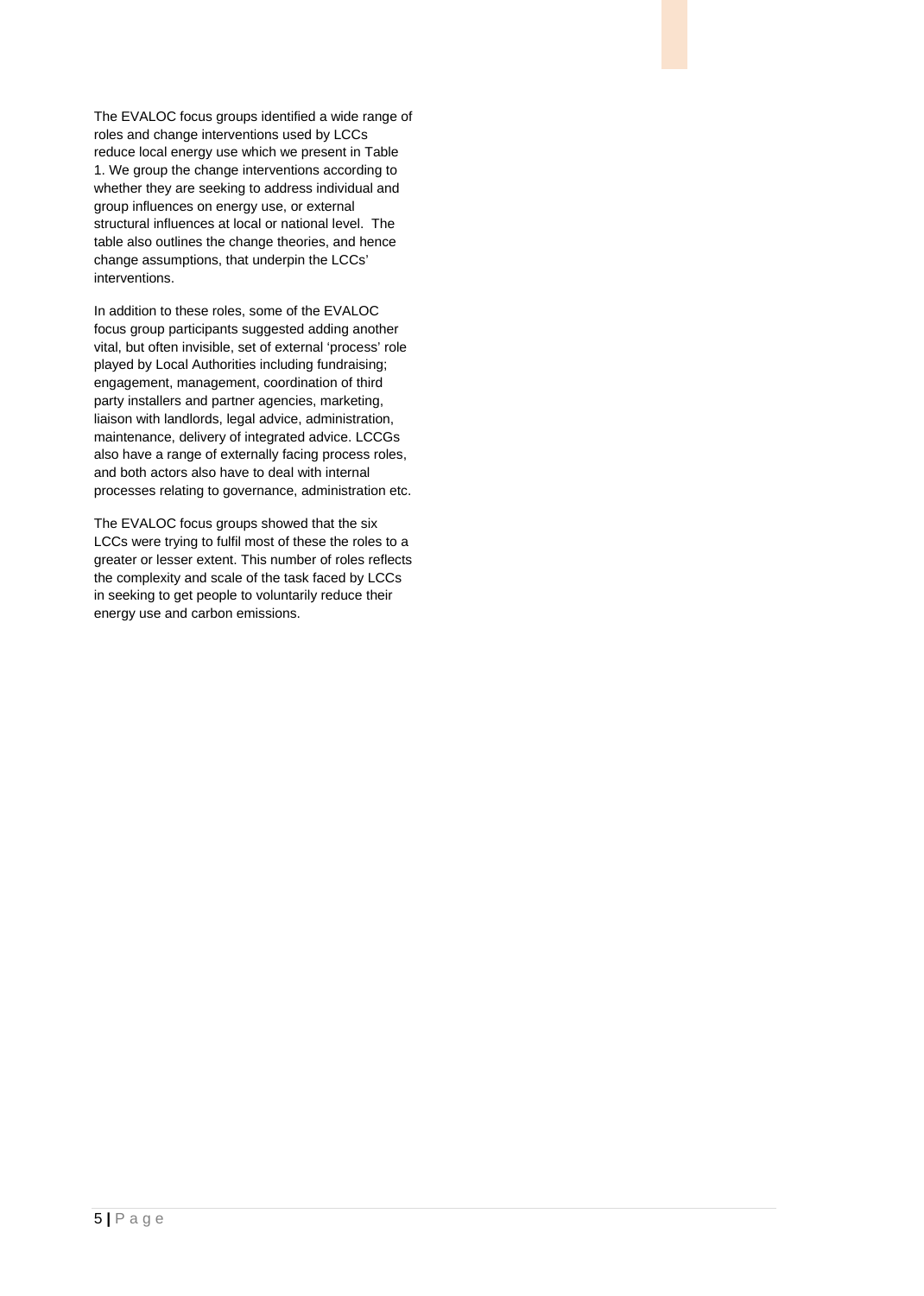The EVALOC focus groups identified a wide range of roles and change interventions used by LCCs reduce local energy use which we present in Table 1. We group the change interventions according to whether they are seeking to address individual and group influences on energy use, or external structural influences at local or national level. The table also outlines the change theories, and hence change assumptions, that underpin the LCCs' interventions.

In addition to these roles, some of the EVALOC focus group participants suggested adding another vital, but often invisible, set of external 'process' role played by Local Authorities including fundraising; engagement, management, coordination of third party installers and partner agencies, marketing, liaison with landlords, legal advice, administration, maintenance, delivery of integrated advice. LCCGs also have a range of externally facing process roles, and both actors also have to deal with internal processes relating to governance, administration etc.

The EVALOC focus groups showed that the six LCCs were trying to fulfil most of these the roles to a greater or lesser extent. This number of roles reflects the complexity and scale of the task faced by LCCs in seeking to get people to voluntarily reduce their energy use and carbon emissions.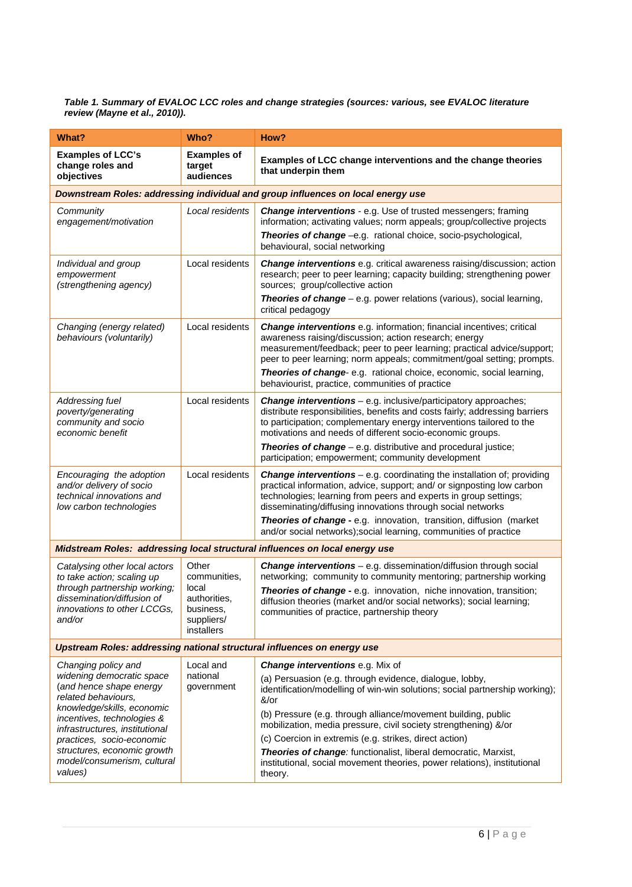***Table 1. Summary of EVALOC LCC roles and change strategies (sources: various, see EVALOC literature review (Mayne et al., 2010)).***

| What? | Who? | How? |
|---|---|---|
| **Examples of LCC's change roles and objectives** | **Examples of target audiences** | **Examples of LCC change interventions and the change theories that underpin them** |
| ***Downstream Roles: addressing individual and group influences on local energy use*** | | |
| *Community engagement/motivation* | *Local residents* | ***Change interventions*** - e.g. Use of trusted messengers; framing information; activating values; norm appeals; group/collective projects<br>***Theories of change*** –e.g. rational choice, socio-psychological, behavioural, social networking |
| *Individual and group empowerment (strengthening agency)* | Local residents | ***Change interventions*** e.g. critical awareness raising/discussion; action research; peer to peer learning; capacity building; strengthening power sources; group/collective action<br>***Theories of change*** – e.g. power relations (various), social learning, critical pedagogy |
| *Changing (energy related) behaviours (voluntarily)* | Local residents | ***Change interventions*** e.g. information; financial incentives; critical awareness raising/discussion; action research; energy measurement/feedback; peer to peer learning; practical advice/support; peer to peer learning; norm appeals; commitment/goal setting; prompts.<br>***Theories of change***- e.g. rational choice, economic, social learning, behaviourist, practice, communities of practice |
| *Addressing fuel poverty/generating community and socio economic benefit* | Local residents | ***Change interventions*** – e.g. inclusive/participatory approaches; distribute responsibilities, benefits and costs fairly; addressing barriers to participation; complementary energy interventions tailored to the motivations and needs of different socio-economic groups.<br>***Theories of change*** – e.g. distributive and procedural justice; participation; empowerment; community development |
| *Encouraging the adoption and/or delivery of socio technical innovations and low carbon technologies* | Local residents | ***Change interventions*** – e.g. coordinating the installation of; providing practical information, advice, support; and/ or signposting low carbon technologies; learning from peers and experts in group settings; disseminating/diffusing innovations through social networks<br>***Theories of change -*** e.g. innovation, transition, diffusion (market and/or social networks);social learning, communities of practice |
| ***Midstream Roles: addressing local structural influences on local energy use*** | | |
| *Catalysing other local actors to take action; scaling up through partnership working; dissemination/diffusion of innovations to other LCCGs, and/or* | Other communities, local authorities, business, suppliers/ installers | ***Change interventions*** – e.g. dissemination/diffusion through social networking; community to community mentoring; partnership working<br>***Theories of change -*** e.g. innovation, niche innovation, transition; diffusion theories (market and/or social networks); social learning; communities of practice, partnership theory |
| ***Upstream Roles: addressing national structural influences on energy use*** | | |
| *Changing policy and widening democratic space (and hence shape energy related behaviours, knowledge/skills, economic incentives, technologies & infrastructures, institutional practices, socio-economic structures, economic growth model/consumerism, cultural values)* | Local and national government | ***Change interventions*** e.g. Mix of<br>(a) Persuasion (e.g. through evidence, dialogue, lobby, identification/modelling of win-win solutions; social partnership working); &/or<br>(b) Pressure (e.g. through alliance/movement building, public mobilization, media pressure, civil society strengthening) &/or<br>(c) Coercion in extremis (e.g. strikes, direct action)<br>***Theories of change****:* functionalist, liberal democratic, Marxist, institutional, social movement theories, power relations), institutional theory. |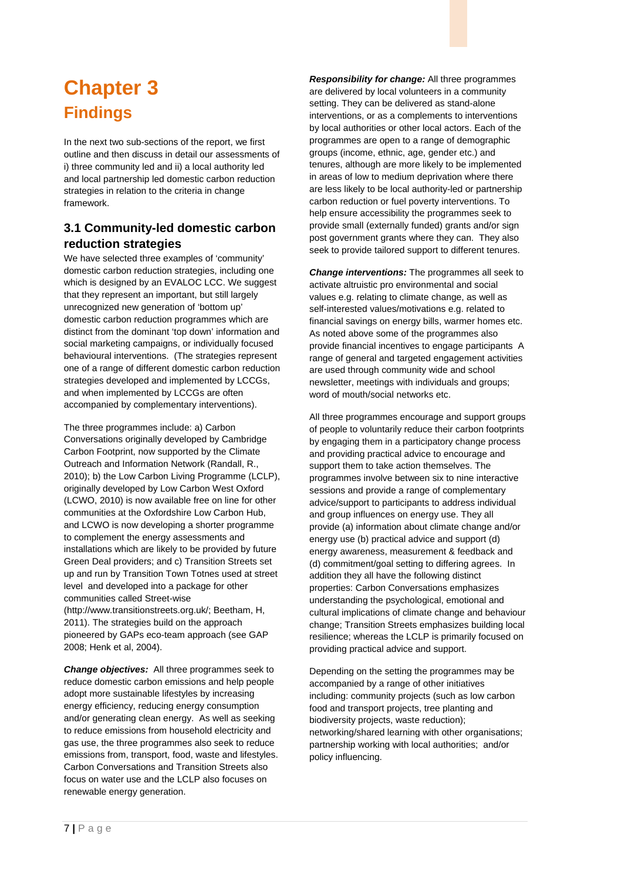# Chapter 3

## Findings

In the next two sub-sections of the report, we first outline and then discuss in detail our assessments of i) three community led and ii) a local authority led and local partnership led domestic carbon reduction strategies in relation to the criteria in change framework.

### 3.1 Community-led domestic carbon reduction strategies

We have selected three examples of 'community' domestic carbon reduction strategies, including one which is designed by an EVALOC LCC. We suggest that they represent an important, but still largely unrecognized new generation of 'bottom up' domestic carbon reduction programmes which are distinct from the dominant 'top down' information and social marketing campaigns, or individually focused behavioural interventions. (The strategies represent one of a range of different domestic carbon reduction strategies developed and implemented by LCCGs, and when implemented by LCCGs are often accompanied by complementary interventions).

The three programmes include: a) Carbon Conversations originally developed by Cambridge Carbon Footprint, now supported by the Climate Outreach and Information Network (Randall, R., 2010); b) the Low Carbon Living Programme (LCLP), originally developed by Low Carbon West Oxford (LCWO, 2010) is now available free on line for other communities at the Oxfordshire Low Carbon Hub, and LCWO is now developing a shorter programme to complement the energy assessments and installations which are likely to be provided by future Green Deal providers; and c) Transition Streets set up and run by Transition Town Totnes used at street level and developed into a package for other communities called Street-wise (http://www.transitionstreets.org.uk/; Beetham, H, 2011). The strategies build on the approach pioneered by GAPs eco-team approach (see GAP 2008; Henk et al, 2004).

***Change objectives:*** All three programmes seek to reduce domestic carbon emissions and help people adopt more sustainable lifestyles by increasing energy efficiency, reducing energy consumption and/or generating clean energy. As well as seeking to reduce emissions from household electricity and gas use, the three programmes also seek to reduce emissions from, transport, food, waste and lifestyles. Carbon Conversations and Transition Streets also focus on water use and the LCLP also focuses on renewable energy generation.

***Responsibility for change:*** All three programmes are delivered by local volunteers in a community setting. They can be delivered as stand-alone interventions, or as a complements to interventions by local authorities or other local actors. Each of the programmes are open to a range of demographic groups (income, ethnic, age, gender etc.) and tenures, although are more likely to be implemented in areas of low to medium deprivation where there are less likely to be local authority-led or partnership carbon reduction or fuel poverty interventions. To help ensure accessibility the programmes seek to provide small (externally funded) grants and/or sign post government grants where they can. They also seek to provide tailored support to different tenures.

***Change interventions:*** The programmes all seek to activate altruistic pro environmental and social values e.g. relating to climate change, as well as self-interested values/motivations e.g. related to financial savings on energy bills, warmer homes etc. As noted above some of the programmes also provide financial incentives to engage participants A range of general and targeted engagement activities are used through community wide and school newsletter, meetings with individuals and groups; word of mouth/social networks etc.

All three programmes encourage and support groups of people to voluntarily reduce their carbon footprints by engaging them in a participatory change process and providing practical advice to encourage and support them to take action themselves. The programmes involve between six to nine interactive sessions and provide a range of complementary advice/support to participants to address individual and group influences on energy use. They all provide (a) information about climate change and/or energy use (b) practical advice and support (d) energy awareness, measurement & feedback and (d) commitment/goal setting to differing agrees. In addition they all have the following distinct properties: Carbon Conversations emphasizes understanding the psychological, emotional and cultural implications of climate change and behaviour change; Transition Streets emphasizes building local resilience; whereas the LCLP is primarily focused on providing practical advice and support.

Depending on the setting the programmes may be accompanied by a range of other initiatives including: community projects (such as low carbon food and transport projects, tree planting and biodiversity projects, waste reduction); networking/shared learning with other organisations; partnership working with local authorities; and/or policy influencing.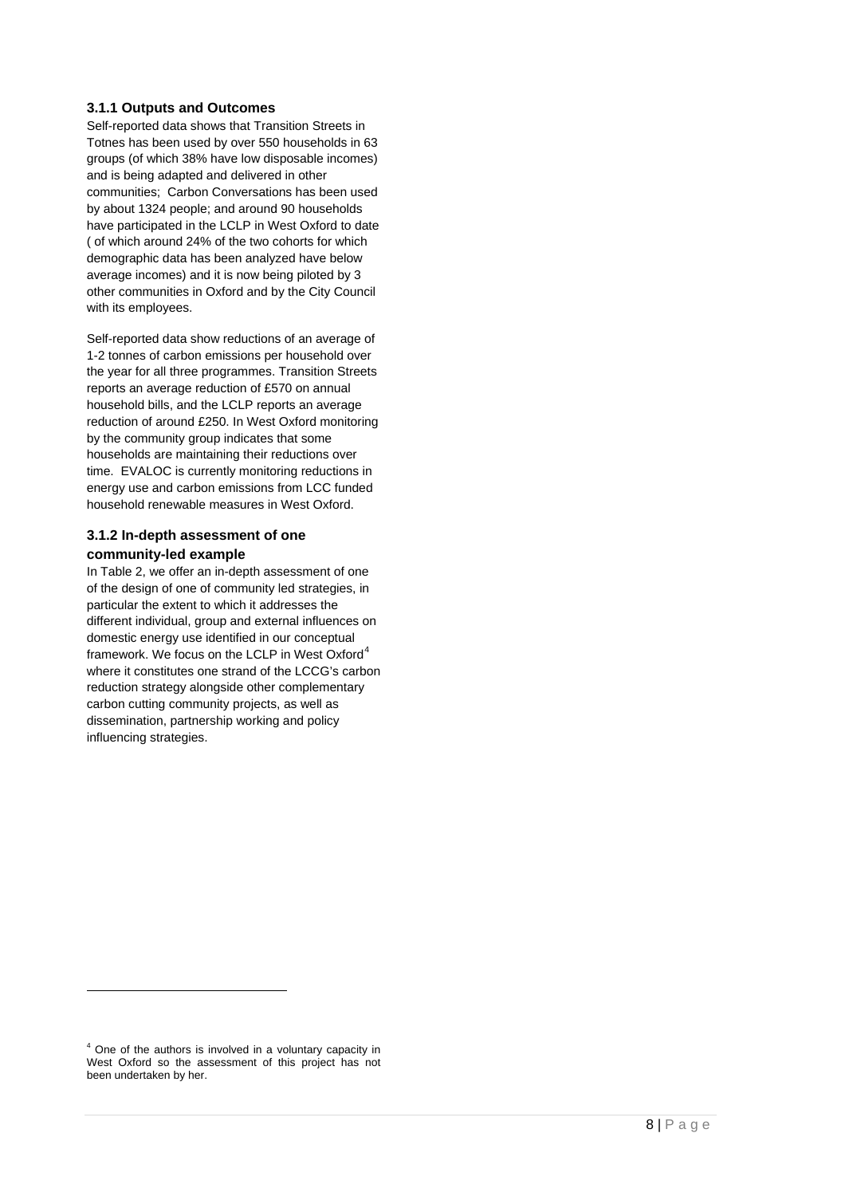### 3.1.1 Outputs and Outcomes

Self-reported data shows that Transition Streets in Totnes has been used by over 550 households in 63 groups (of which 38% have low disposable incomes) and is being adapted and delivered in other communities; Carbon Conversations has been used by about 1324 people; and around 90 households have participated in the LCLP in West Oxford to date ( of which around 24% of the two cohorts for which demographic data has been analyzed have below average incomes) and it is now being piloted by 3 other communities in Oxford and by the City Council with its employees.

Self-reported data show reductions of an average of 1-2 tonnes of carbon emissions per household over the year for all three programmes. Transition Streets reports an average reduction of £570 on annual household bills, and the LCLP reports an average reduction of around £250. In West Oxford monitoring by the community group indicates that some households are maintaining their reductions over time. EVALOC is currently monitoring reductions in energy use and carbon emissions from LCC funded household renewable measures in West Oxford.

### 3.1.2 In-depth assessment of one community-led example

In Table 2, we offer an in-depth assessment of one of the design of one of community led strategies, in particular the extent to which it addresses the different individual, group and external influences on domestic energy use identified in our conceptual framework. We focus on the LCLP in West Oxford[4] where it constitutes one strand of the LCCG's carbon reduction strategy alongside other complementary carbon cutting community projects, as well as dissemination, partnership working and policy influencing strategies.

---

[4] One of the authors is involved in a voluntary capacity in West Oxford so the assessment of this project has not been undertaken by her.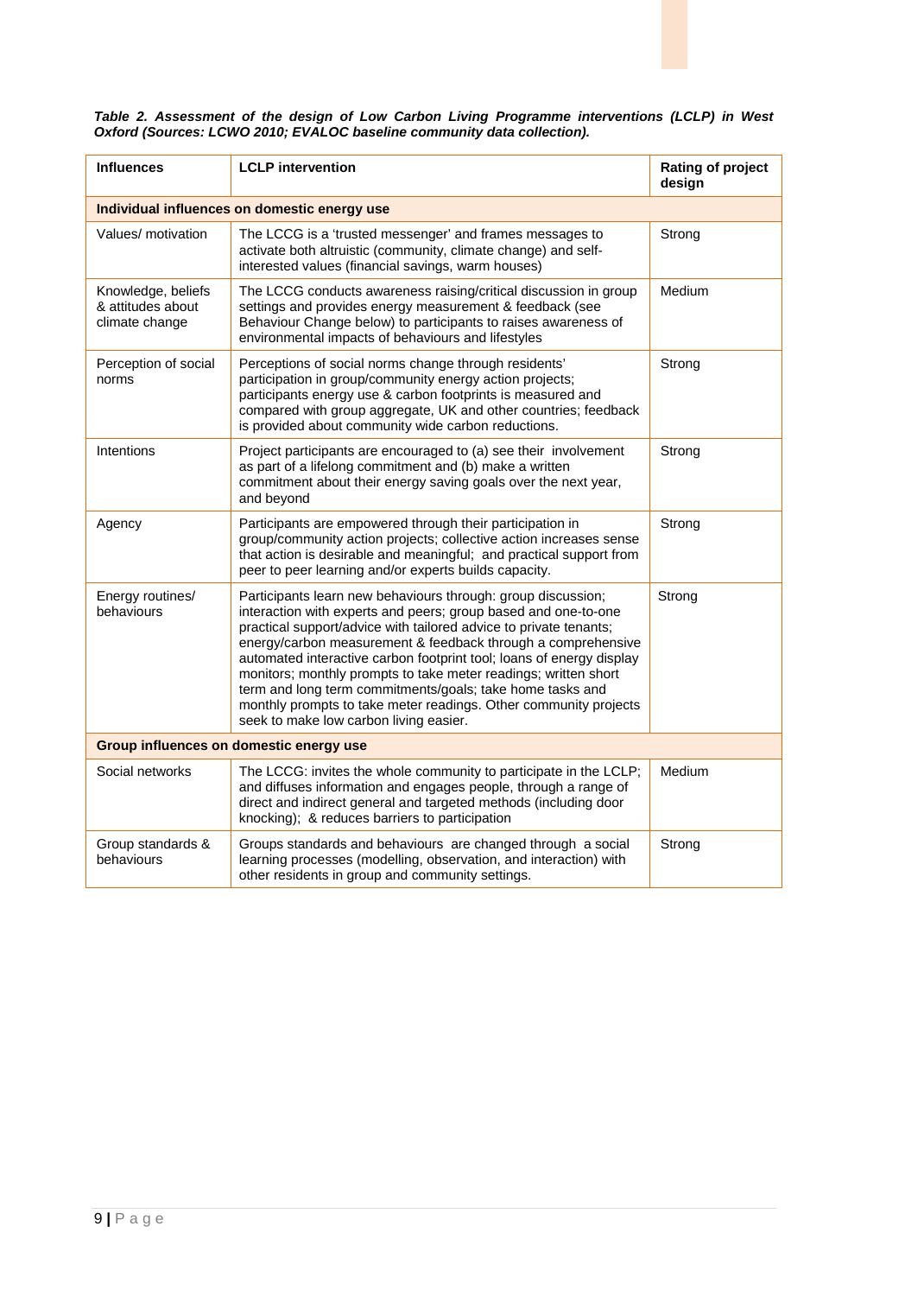***Table 2. Assessment of the design of Low Carbon Living Programme interventions (LCLP) in West Oxford (Sources: LCWO 2010; EVALOC baseline community data collection).***

| Influences | LCLP intervention | Rating of project design |
|---|---|---|
| **Individual influences on domestic energy use** | | |
| Values/ motivation | The LCCG is a 'trusted messenger' and frames messages to activate both altruistic (community, climate change) and self-interested values (financial savings, warm houses) | Strong |
| Knowledge, beliefs & attitudes about climate change | The LCCG conducts awareness raising/critical discussion in group settings and provides energy measurement & feedback (see Behaviour Change below) to participants to raises awareness of environmental impacts of behaviours and lifestyles | Medium |
| Perception of social norms | Perceptions of social norms change through residents' participation in group/community energy action projects; participants energy use & carbon footprints is measured and compared with group aggregate, UK and other countries; feedback is provided about community wide carbon reductions. | Strong |
| Intentions | Project participants are encouraged to (a) see their involvement as part of a lifelong commitment and (b) make a written commitment about their energy saving goals over the next year, and beyond | Strong |
| Agency | Participants are empowered through their participation in group/community action projects; collective action increases sense that action is desirable and meaningful; and practical support from peer to peer learning and/or experts builds capacity. | Strong |
| Energy routines/ behaviours | Participants learn new behaviours through: group discussion; interaction with experts and peers; group based and one-to-one practical support/advice with tailored advice to private tenants; energy/carbon measurement & feedback through a comprehensive automated interactive carbon footprint tool; loans of energy display monitors; monthly prompts to take meter readings; written short term and long term commitments/goals; take home tasks and monthly prompts to take meter readings. Other community projects seek to make low carbon living easier. | Strong |
| **Group influences on domestic energy use** | | |
| Social networks | The LCCG: invites the whole community to participate in the LCLP; and diffuses information and engages people, through a range of direct and indirect general and targeted methods (including door knocking); & reduces barriers to participation | Medium |
| Group standards & behaviours | Groups standards and behaviours are changed through a social learning processes (modelling, observation, and interaction) with other residents in group and community settings. | Strong |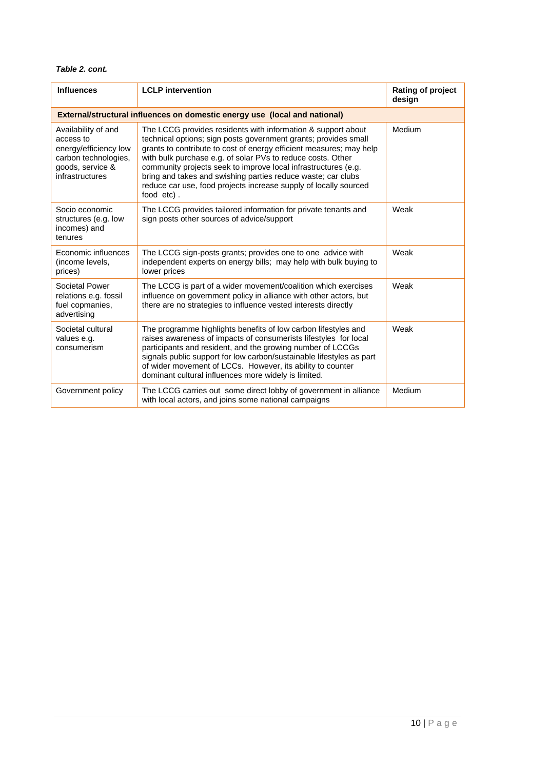*Table 2. cont.*

| Influences | LCLP intervention | Rating of project design |
|---|---|---|
| **External/structural influences on domestic energy use (local and national)** | | |
| Availability of and access to energy/efficiency low carbon technologies, goods, service & infrastructures | The LCCG provides residents with information & support about technical options; sign posts government grants; provides small grants to contribute to cost of energy efficient measures; may help with bulk purchase e.g. of solar PVs to reduce costs. Other community projects seek to improve local infrastructures (e.g. bring and takes and swishing parties reduce waste; car clubs reduce car use, food projects increase supply of locally sourced food etc) . | Medium |
| Socio economic structures (e.g. low incomes) and tenures | The LCCG provides tailored information for private tenants and sign posts other sources of advice/support | Weak |
| Economic influences (income levels, prices) | The LCCG sign-posts grants; provides one to one advice with independent experts on energy bills; may help with bulk buying to lower prices | Weak |
| Societal Power relations e.g. fossil fuel copmanies, advertising | The LCCG is part of a wider movement/coalition which exercises influence on government policy in alliance with other actors, but there are no strategies to influence vested interests directly | Weak |
| Societal cultural values e.g. consumerism | The programme highlights benefits of low carbon lifestyles and raises awareness of impacts of consumerists lifestyles for local participants and resident, and the growing number of LCCGs signals public support for low carbon/sustainable lifestyles as part of wider movement of LCCs. However, its ability to counter dominant cultural influences more widely is limited. | Weak |
| Government policy | The LCCG carries out some direct lobby of government in alliance with local actors, and joins some national campaigns | Medium |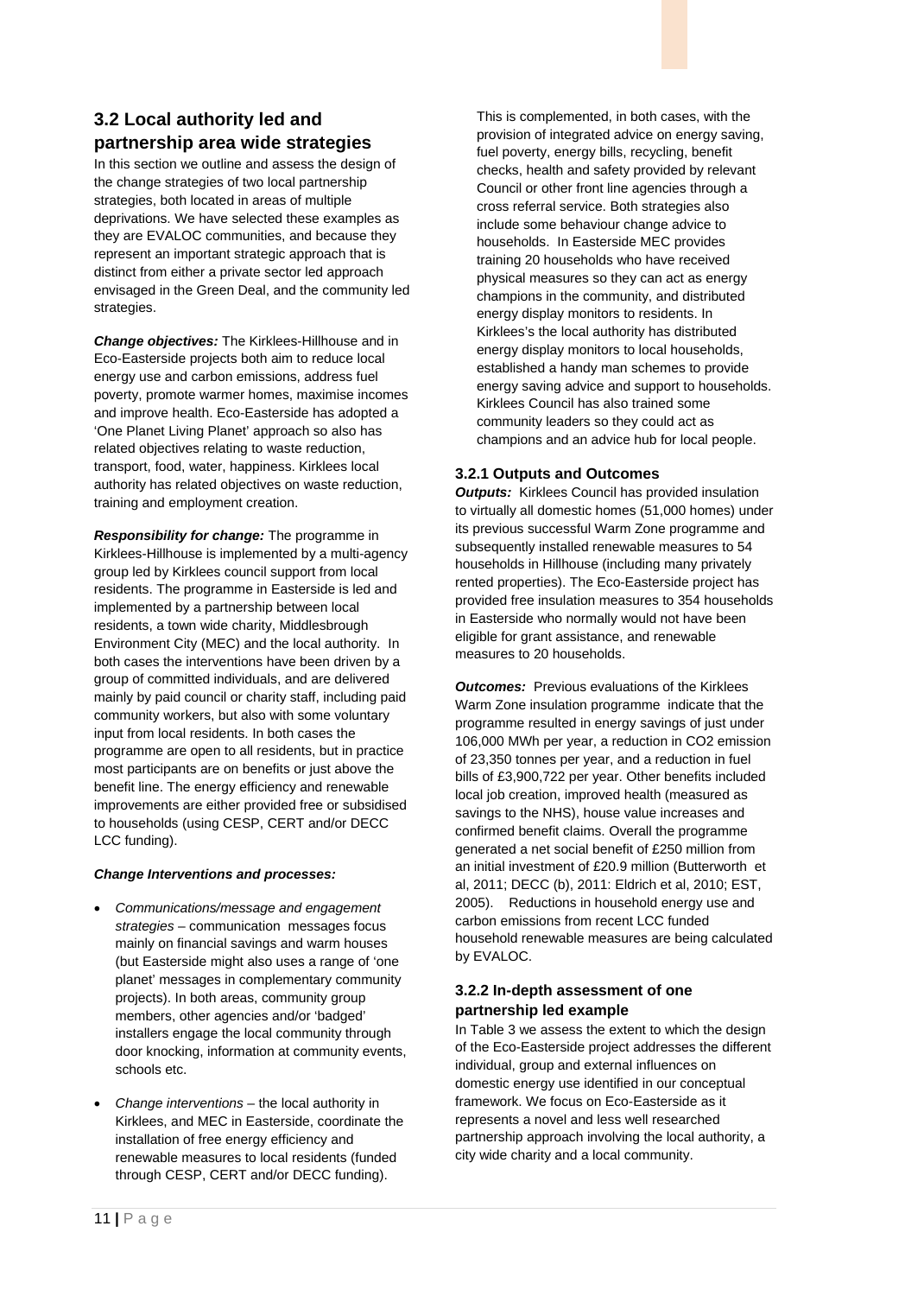## 3.2 Local authority led and partnership area wide strategies

In this section we outline and assess the design of the change strategies of two local partnership strategies, both located in areas of multiple deprivations. We have selected these examples as they are EVALOC communities, and because they represent an important strategic approach that is distinct from either a private sector led approach envisaged in the Green Deal, and the community led strategies.

***Change objectives:*** The Kirklees-Hillhouse and in Eco-Easterside projects both aim to reduce local energy use and carbon emissions, address fuel poverty, promote warmer homes, maximise incomes and improve health. Eco-Easterside has adopted a 'One Planet Living Planet' approach so also has related objectives relating to waste reduction, transport, food, water, happiness. Kirklees local authority has related objectives on waste reduction, training and employment creation.

***Responsibility for change:*** The programme in Kirklees-Hillhouse is implemented by a multi-agency group led by Kirklees council support from local residents. The programme in Easterside is led and implemented by a partnership between local residents, a town wide charity, Middlesbrough Environment City (MEC) and the local authority. In both cases the interventions have been driven by a group of committed individuals, and are delivered mainly by paid council or charity staff, including paid community workers, but also with some voluntary input from local residents. In both cases the programme are open to all residents, but in practice most participants are on benefits or just above the benefit line. The energy efficiency and renewable improvements are either provided free or subsidised to households (using CESP, CERT and/or DECC LCC funding).

***Change Interventions and processes:***

- *Communications/message and engagement strategies* – communication messages focus mainly on financial savings and warm houses (but Easterside might also uses a range of 'one planet' messages in complementary community projects). In both areas, community group members, other agencies and/or 'badged' installers engage the local community through door knocking, information at community events, schools etc.
- *Change interventions* – the local authority in Kirklees, and MEC in Easterside, coordinate the installation of free energy efficiency and renewable measures to local residents (funded through CESP, CERT and/or DECC funding).

This is complemented, in both cases, with the provision of integrated advice on energy saving, fuel poverty, energy bills, recycling, benefit checks, health and safety provided by relevant Council or other front line agencies through a cross referral service. Both strategies also include some behaviour change advice to households. In Easterside MEC provides training 20 households who have received physical measures so they can act as energy champions in the community, and distributed energy display monitors to residents. In Kirklees's the local authority has distributed energy display monitors to local households, established a handy man schemes to provide energy saving advice and support to households. Kirklees Council has also trained some community leaders so they could act as champions and an advice hub for local people.

### 3.2.1 Outputs and Outcomes

***Outputs:*** Kirklees Council has provided insulation to virtually all domestic homes (51,000 homes) under its previous successful Warm Zone programme and subsequently installed renewable measures to 54 households in Hillhouse (including many privately rented properties). The Eco-Easterside project has provided free insulation measures to 354 households in Easterside who normally would not have been eligible for grant assistance, and renewable measures to 20 households.

***Outcomes:*** Previous evaluations of the Kirklees Warm Zone insulation programme indicate that the programme resulted in energy savings of just under 106,000 MWh per year, a reduction in $CO_2$ emission of 23,350 tonnes per year, and a reduction in fuel bills of £3,900,722 per year. Other benefits included local job creation, improved health (measured as savings to the NHS), house value increases and confirmed benefit claims. Overall the programme generated a net social benefit of £250 million from an initial investment of £20.9 million (Butterworth et al, 2011; DECC (b), 2011: Eldrich et al, 2010; EST, 2005). Reductions in household energy use and carbon emissions from recent LCC funded household renewable measures are being calculated by EVALOC.

### 3.2.2 In-depth assessment of one partnership led example

In Table 3 we assess the extent to which the design of the Eco-Easterside project addresses the different individual, group and external influences on domestic energy use identified in our conceptual framework. We focus on Eco-Easterside as it represents a novel and less well researched partnership approach involving the local authority, a city wide charity and a local community.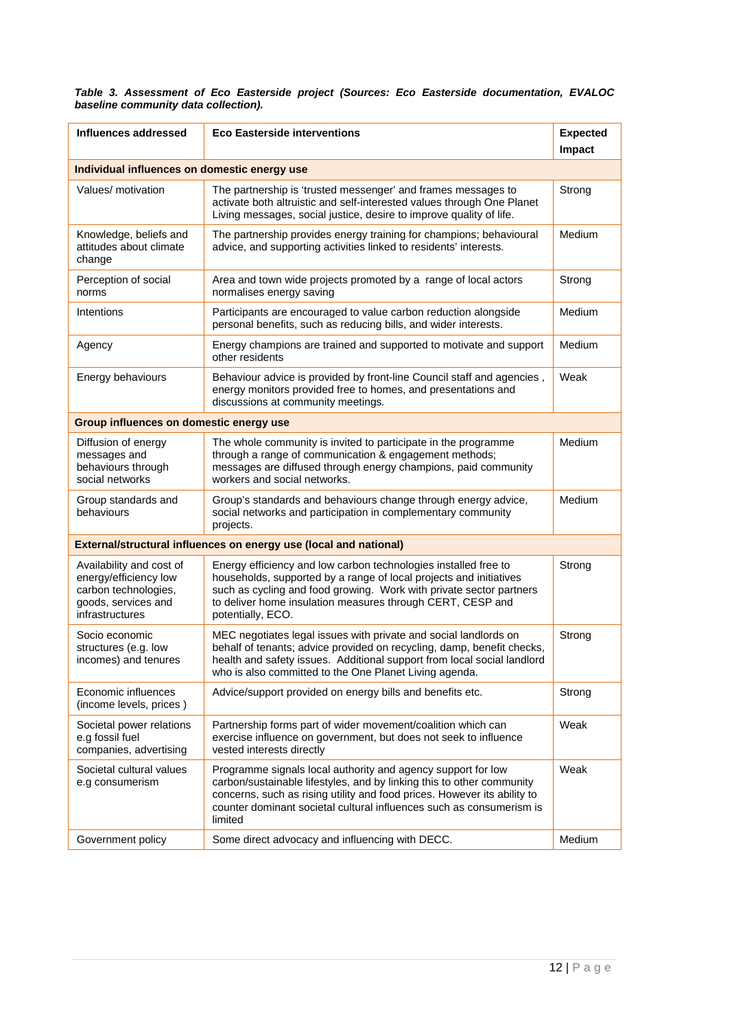***Table 3. Assessment of Eco Easterside project (Sources: Eco Easterside documentation, EVALOC baseline community data collection).***

| Influences addressed | Eco Easterside interventions | Expected Impact |
|---|---|---|
| **Individual influences on domestic energy use** | | |
| Values/ motivation | The partnership is 'trusted messenger' and frames messages to activate both altruistic and self-interested values through One Planet Living messages, social justice, desire to improve quality of life. | Strong |
| Knowledge, beliefs and attitudes about climate change | The partnership provides energy training for champions; behavioural advice, and supporting activities linked to residents' interests. | Medium |
| Perception of social norms | Area and town wide projects promoted by a range of local actors normalises energy saving | Strong |
| Intentions | Participants are encouraged to value carbon reduction alongside personal benefits, such as reducing bills, and wider interests. | Medium |
| Agency | Energy champions are trained and supported to motivate and support other residents | Medium |
| Energy behaviours | Behaviour advice is provided by front-line Council staff and agencies , energy monitors provided free to homes, and presentations and discussions at community meetings. | Weak |
| **Group influences on domestic energy use** | | |
| Diffusion of energy messages and behaviours through social networks | The whole community is invited to participate in the programme through a range of communication & engagement methods; messages are diffused through energy champions, paid community workers and social networks. | Medium |
| Group standards and behaviours | Group's standards and behaviours change through energy advice, social networks and participation in complementary community projects. | Medium |
| **External/structural influences on energy use (local and national)** | | |
| Availability and cost of energy/efficiency low carbon technologies, goods, services and infrastructures | Energy efficiency and low carbon technologies installed free to households, supported by a range of local projects and initiatives such as cycling and food growing. Work with private sector partners to deliver home insulation measures through CERT, CESP and potentially, ECO. | Strong |
| Socio economic structures (e.g. low incomes) and tenures | MEC negotiates legal issues with private and social landlords on behalf of tenants; advice provided on recycling, damp, benefit checks, health and safety issues. Additional support from local social landlord who is also committed to the One Planet Living agenda. | Strong |
| Economic influences (income levels, prices ) | Advice/support provided on energy bills and benefits etc. | Strong |
| Societal power relations e.g fossil fuel companies, advertising | Partnership forms part of wider movement/coalition which can exercise influence on government, but does not seek to influence vested interests directly | Weak |
| Societal cultural values e.g consumerism | Programme signals local authority and agency support for low carbon/sustainable lifestyles, and by linking this to other community concerns, such as rising utility and food prices. However its ability to counter dominant societal cultural influences such as consumerism is limited | Weak |
| Government policy | Some direct advocacy and influencing with DECC. | Medium |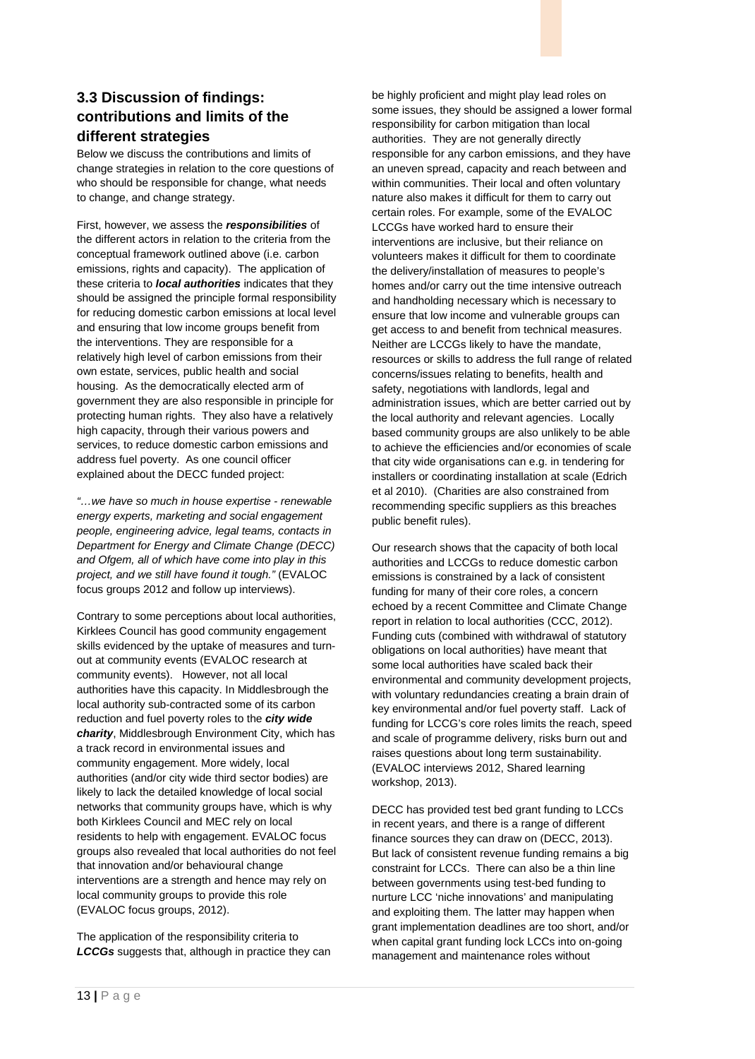## 3.3 Discussion of findings: contributions and limits of the different strategies

Below we discuss the contributions and limits of change strategies in relation to the core questions of who should be responsible for change, what needs to change, and change strategy.

First, however, we assess the ***responsibilities*** of the different actors in relation to the criteria from the conceptual framework outlined above (i.e. carbon emissions, rights and capacity). The application of these criteria to ***local authorities*** indicates that they should be assigned the principle formal responsibility for reducing domestic carbon emissions at local level and ensuring that low income groups benefit from the interventions. They are responsible for a relatively high level of carbon emissions from their own estate, services, public health and social housing. As the democratically elected arm of government they are also responsible in principle for protecting human rights. They also have a relatively high capacity, through their various powers and services, to reduce domestic carbon emissions and address fuel poverty. As one council officer explained about the DECC funded project:

*"…we have so much in house expertise - renewable energy experts, marketing and social engagement people, engineering advice, legal teams, contacts in Department for Energy and Climate Change (DECC) and Ofgem, all of which have come into play in this project, and we still have found it tough."* (EVALOC focus groups 2012 and follow up interviews).

Contrary to some perceptions about local authorities, Kirklees Council has good community engagement skills evidenced by the uptake of measures and turn-out at community events (EVALOC research at community events). However, not all local authorities have this capacity. In Middlesbrough the local authority sub-contracted some of its carbon reduction and fuel poverty roles to the ***city wide charity***, Middlesbrough Environment City, which has a track record in environmental issues and community engagement. More widely, local authorities (and/or city wide third sector bodies) are likely to lack the detailed knowledge of local social networks that community groups have, which is why both Kirklees Council and MEC rely on local residents to help with engagement. EVALOC focus groups also revealed that local authorities do not feel that innovation and/or behavioural change interventions are a strength and hence may rely on local community groups to provide this role (EVALOC focus groups, 2012).

The application of the responsibility criteria to ***LCCGs*** suggests that, although in practice they can be highly proficient and might play lead roles on some issues, they should be assigned a lower formal responsibility for carbon mitigation than local authorities. They are not generally directly responsible for any carbon emissions, and they have an uneven spread, capacity and reach between and within communities. Their local and often voluntary nature also makes it difficult for them to carry out certain roles. For example, some of the EVALOC LCCGs have worked hard to ensure their interventions are inclusive, but their reliance on volunteers makes it difficult for them to coordinate the delivery/installation of measures to people's homes and/or carry out the time intensive outreach and handholding necessary which is necessary to ensure that low income and vulnerable groups can get access to and benefit from technical measures. Neither are LCCGs likely to have the mandate, resources or skills to address the full range of related concerns/issues relating to benefits, health and safety, negotiations with landlords, legal and administration issues, which are better carried out by the local authority and relevant agencies. Locally based community groups are also unlikely to be able to achieve the efficiencies and/or economies of scale that city wide organisations can e.g. in tendering for installers or coordinating installation at scale (Edrich et al 2010). (Charities are also constrained from recommending specific suppliers as this breaches public benefit rules).

Our research shows that the capacity of both local authorities and LCCGs to reduce domestic carbon emissions is constrained by a lack of consistent funding for many of their core roles, a concern echoed by a recent Committee and Climate Change report in relation to local authorities (CCC, 2012). Funding cuts (combined with withdrawal of statutory obligations on local authorities) have meant that some local authorities have scaled back their environmental and community development projects, with voluntary redundancies creating a brain drain of key environmental and/or fuel poverty staff. Lack of funding for LCCG's core roles limits the reach, speed and scale of programme delivery, risks burn out and raises questions about long term sustainability. (EVALOC interviews 2012, Shared learning workshop, 2013).

DECC has provided test bed grant funding to LCCs in recent years, and there is a range of different finance sources they can draw on (DECC, 2013). But lack of consistent revenue funding remains a big constraint for LCCs. There can also be a thin line between governments using test-bed funding to nurture LCC 'niche innovations' and manipulating and exploiting them. The latter may happen when grant implementation deadlines are too short, and/or when capital grant funding lock LCCs into on-going management and maintenance roles without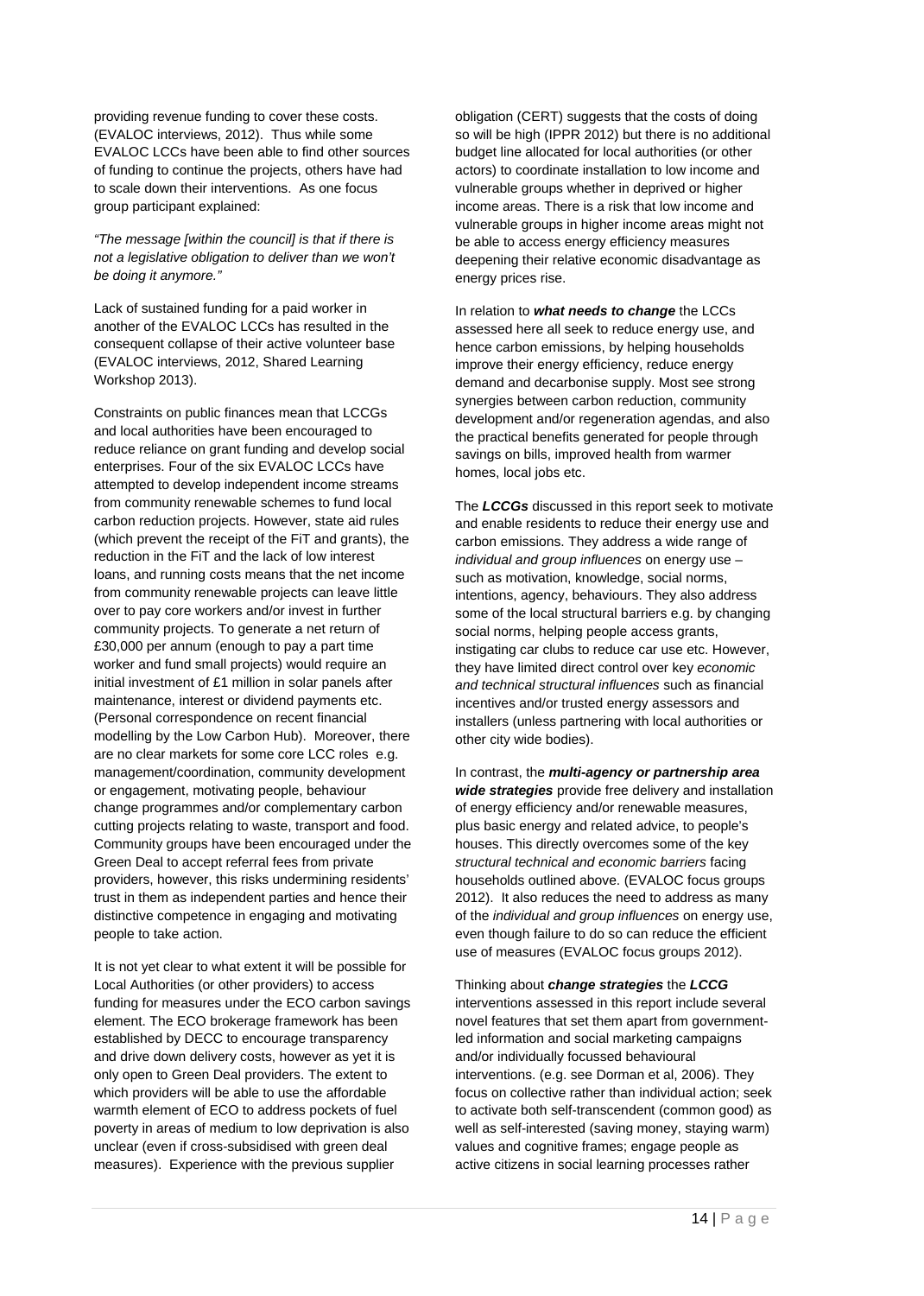providing revenue funding to cover these costs. (EVALOC interviews, 2012). Thus while some EVALOC LCCs have been able to find other sources of funding to continue the projects, others have had to scale down their interventions. As one focus group participant explained:

*"The message [within the council] is that if there is not a legislative obligation to deliver than we won't be doing it anymore."*

Lack of sustained funding for a paid worker in another of the EVALOC LCCs has resulted in the consequent collapse of their active volunteer base (EVALOC interviews, 2012, Shared Learning Workshop 2013).

Constraints on public finances mean that LCCGs and local authorities have been encouraged to reduce reliance on grant funding and develop social enterprises. Four of the six EVALOC LCCs have attempted to develop independent income streams from community renewable schemes to fund local carbon reduction projects. However, state aid rules (which prevent the receipt of the FiT and grants), the reduction in the FiT and the lack of low interest loans, and running costs means that the net income from community renewable projects can leave little over to pay core workers and/or invest in further community projects. To generate a net return of £30,000 per annum (enough to pay a part time worker and fund small projects) would require an initial investment of £1 million in solar panels after maintenance, interest or dividend payments etc. (Personal correspondence on recent financial modelling by the Low Carbon Hub). Moreover, there are no clear markets for some core LCC roles e.g. management/coordination, community development or engagement, motivating people, behaviour change programmes and/or complementary carbon cutting projects relating to waste, transport and food. Community groups have been encouraged under the Green Deal to accept referral fees from private providers, however, this risks undermining residents' trust in them as independent parties and hence their distinctive competence in engaging and motivating people to take action.

It is not yet clear to what extent it will be possible for Local Authorities (or other providers) to access funding for measures under the ECO carbon savings element. The ECO brokerage framework has been established by DECC to encourage transparency and drive down delivery costs, however as yet it is only open to Green Deal providers. The extent to which providers will be able to use the affordable warmth element of ECO to address pockets of fuel poverty in areas of medium to low deprivation is also unclear (even if cross-subsidised with green deal measures). Experience with the previous supplier obligation (CERT) suggests that the costs of doing so will be high (IPPR 2012) but there is no additional budget line allocated for local authorities (or other actors) to coordinate installation to low income and vulnerable groups whether in deprived or higher income areas. There is a risk that low income and vulnerable groups in higher income areas might not be able to access energy efficiency measures deepening their relative economic disadvantage as energy prices rise.

In relation to ***what needs to change*** the LCCs assessed here all seek to reduce energy use, and hence carbon emissions, by helping households improve their energy efficiency, reduce energy demand and decarbonise supply. Most see strong synergies between carbon reduction, community development and/or regeneration agendas, and also the practical benefits generated for people through savings on bills, improved health from warmer homes, local jobs etc.

The ***LCCGs*** discussed in this report seek to motivate and enable residents to reduce their energy use and carbon emissions. They address a wide range of *individual and group influences* on energy use – such as motivation, knowledge, social norms, intentions, agency, behaviours. They also address some of the local structural barriers e.g. by changing social norms, helping people access grants, instigating car clubs to reduce car use etc. However, they have limited direct control over key *economic and technical structural influences* such as financial incentives and/or trusted energy assessors and installers (unless partnering with local authorities or other city wide bodies).

In contrast, the ***multi-agency or partnership area wide strategies*** provide free delivery and installation of energy efficiency and/or renewable measures, plus basic energy and related advice, to people's houses. This directly overcomes some of the key *structural technical and economic barriers* facing households outlined above. (EVALOC focus groups 2012). It also reduces the need to address as many of the *individual and group influences* on energy use, even though failure to do so can reduce the efficient use of measures (EVALOC focus groups 2012).

Thinking about ***change strategies*** the ***LCCG*** interventions assessed in this report include several novel features that set them apart from government-led information and social marketing campaigns and/or individually focussed behavioural interventions. (e.g. see Dorman et al, 2006). They focus on collective rather than individual action; seek to activate both self-transcendent (common good) as well as self-interested (saving money, staying warm) values and cognitive frames; engage people as active citizens in social learning processes rather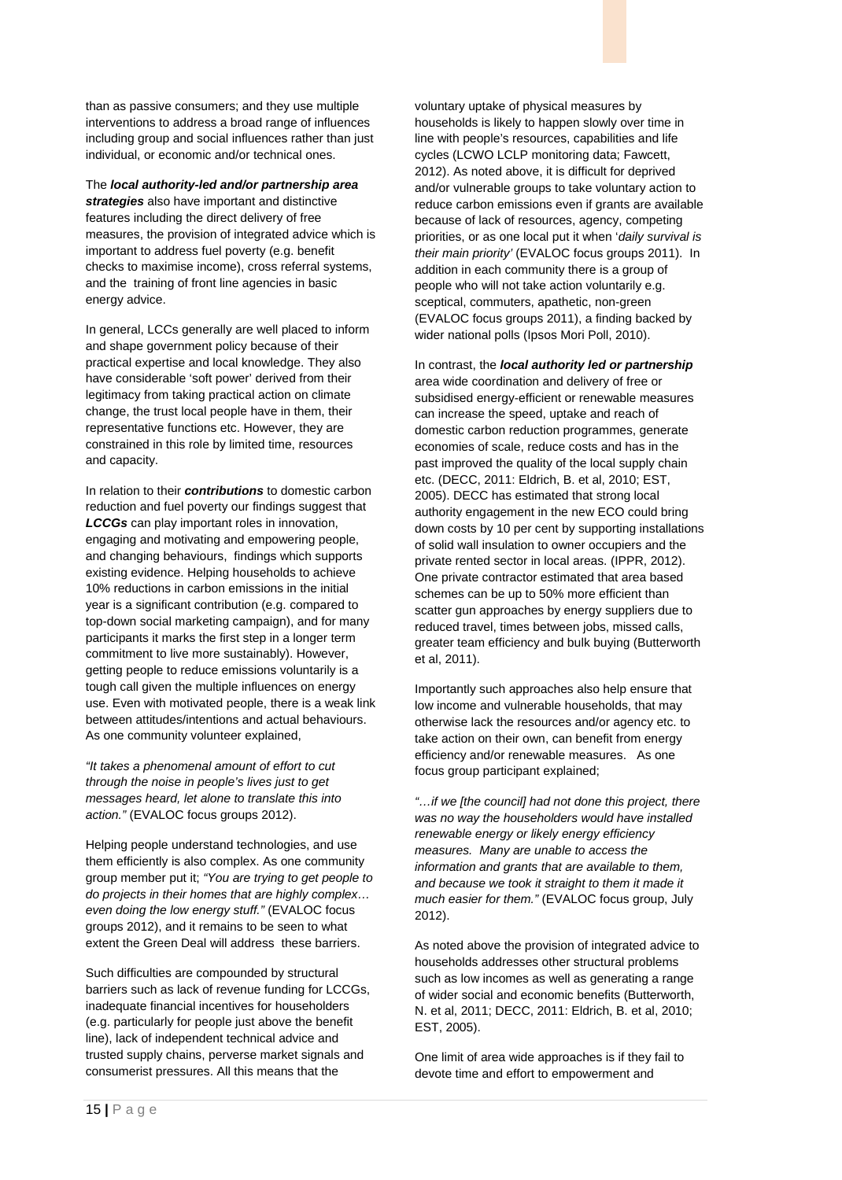than as passive consumers; and they use multiple interventions to address a broad range of influences including group and social influences rather than just individual, or economic and/or technical ones.

The ***local authority-led and/or partnership area strategies*** also have important and distinctive features including the direct delivery of free measures, the provision of integrated advice which is important to address fuel poverty (e.g. benefit checks to maximise income), cross referral systems, and the training of front line agencies in basic energy advice.

In general, LCCs generally are well placed to inform and shape government policy because of their practical expertise and local knowledge. They also have considerable 'soft power' derived from their legitimacy from taking practical action on climate change, the trust local people have in them, their representative functions etc. However, they are constrained in this role by limited time, resources and capacity.

In relation to their ***contributions*** to domestic carbon reduction and fuel poverty our findings suggest that ***LCCGs*** can play important roles in innovation, engaging and motivating and empowering people, and changing behaviours, findings which supports existing evidence. Helping households to achieve 10% reductions in carbon emissions in the initial year is a significant contribution (e.g. compared to top-down social marketing campaign), and for many participants it marks the first step in a longer term commitment to live more sustainably). However, getting people to reduce emissions voluntarily is a tough call given the multiple influences on energy use. Even with motivated people, there is a weak link between attitudes/intentions and actual behaviours. As one community volunteer explained,

*"It takes a phenomenal amount of effort to cut through the noise in people's lives just to get messages heard, let alone to translate this into action."* (EVALOC focus groups 2012).

Helping people understand technologies, and use them efficiently is also complex. As one community group member put it; *"You are trying to get people to do projects in their homes that are highly complex… even doing the low energy stuff."* (EVALOC focus groups 2012), and it remains to be seen to what extent the Green Deal will address these barriers.

Such difficulties are compounded by structural barriers such as lack of revenue funding for LCCGs, inadequate financial incentives for householders (e.g. particularly for people just above the benefit line), lack of independent technical advice and trusted supply chains, perverse market signals and consumerist pressures. All this means that the voluntary uptake of physical measures by households is likely to happen slowly over time in line with people's resources, capabilities and life cycles (LCWO LCLP monitoring data; Fawcett, 2012). As noted above, it is difficult for deprived and/or vulnerable groups to take voluntary action to reduce carbon emissions even if grants are available because of lack of resources, agency, competing priorities, or as one local put it when '*daily survival is their main priority'* (EVALOC focus groups 2011). In addition in each community there is a group of people who will not take action voluntarily e.g. sceptical, commuters, apathetic, non-green (EVALOC focus groups 2011), a finding backed by wider national polls (Ipsos Mori Poll, 2010).

In contrast, the ***local authority led or partnership*** area wide coordination and delivery of free or subsidised energy-efficient or renewable measures can increase the speed, uptake and reach of domestic carbon reduction programmes, generate economies of scale, reduce costs and has in the past improved the quality of the local supply chain etc. (DECC, 2011: Eldrich, B. et al, 2010; EST, 2005). DECC has estimated that strong local authority engagement in the new ECO could bring down costs by 10 per cent by supporting installations of solid wall insulation to owner occupiers and the private rented sector in local areas. (IPPR, 2012). One private contractor estimated that area based schemes can be up to 50% more efficient than scatter gun approaches by energy suppliers due to reduced travel, times between jobs, missed calls, greater team efficiency and bulk buying (Butterworth et al, 2011).

Importantly such approaches also help ensure that low income and vulnerable households, that may otherwise lack the resources and/or agency etc. to take action on their own, can benefit from energy efficiency and/or renewable measures. As one focus group participant explained;

*"…if we [the council] had not done this project, there was no way the householders would have installed renewable energy or likely energy efficiency measures. Many are unable to access the information and grants that are available to them, and because we took it straight to them it made it much easier for them."* (EVALOC focus group, July 2012).

As noted above the provision of integrated advice to households addresses other structural problems such as low incomes as well as generating a range of wider social and economic benefits (Butterworth, N. et al, 2011; DECC, 2011: Eldrich, B. et al, 2010; EST, 2005).

One limit of area wide approaches is if they fail to devote time and effort to empowerment and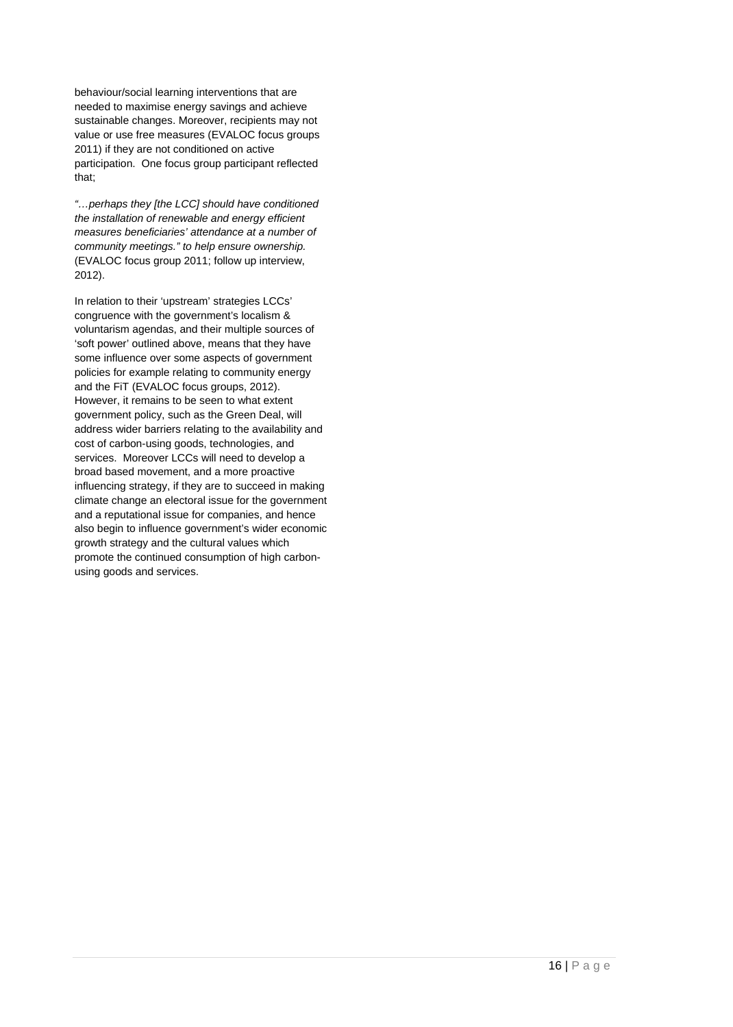behaviour/social learning interventions that are needed to maximise energy savings and achieve sustainable changes. Moreover, recipients may not value or use free measures (EVALOC focus groups 2011) if they are not conditioned on active participation. One focus group participant reflected that;

*"…perhaps they [the LCC] should have conditioned the installation of renewable and energy efficient measures beneficiaries' attendance at a number of community meetings." to help ensure ownership.* (EVALOC focus group 2011; follow up interview, 2012).

In relation to their 'upstream' strategies LCCs' congruence with the government's localism & voluntarism agendas, and their multiple sources of 'soft power' outlined above, means that they have some influence over some aspects of government policies for example relating to community energy and the FiT (EVALOC focus groups, 2012). However, it remains to be seen to what extent government policy, such as the Green Deal, will address wider barriers relating to the availability and cost of carbon-using goods, technologies, and services. Moreover LCCs will need to develop a broad based movement, and a more proactive influencing strategy, if they are to succeed in making climate change an electoral issue for the government and a reputational issue for companies, and hence also begin to influence government's wider economic growth strategy and the cultural values which promote the continued consumption of high carbon-using goods and services.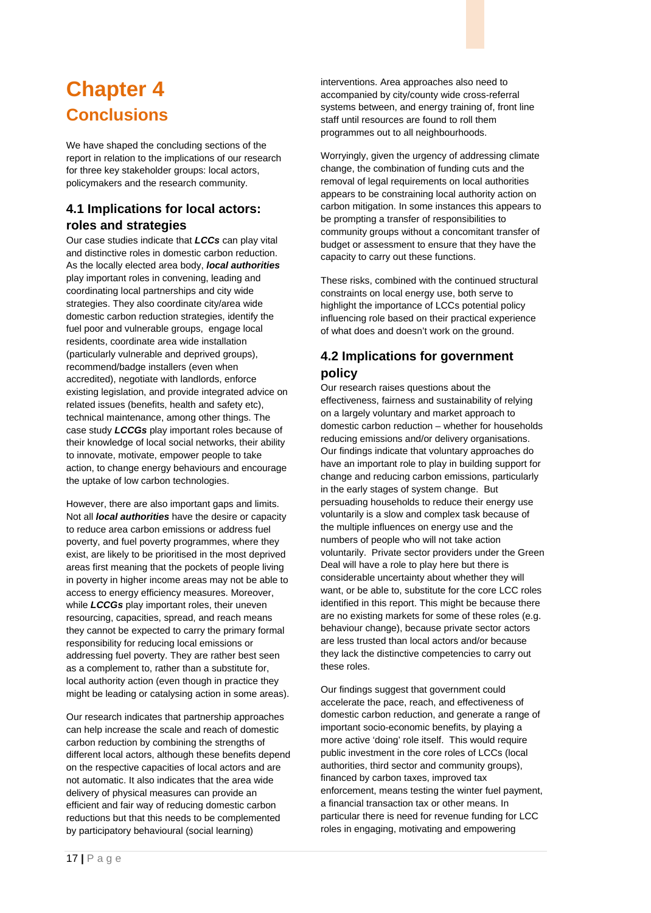# Chapter 4

## Conclusions

We have shaped the concluding sections of the report in relation to the implications of our research for three key stakeholder groups: local actors, policymakers and the research community.

### 4.1 Implications for local actors: roles and strategies

Our case studies indicate that ***LCCs*** can play vital and distinctive roles in domestic carbon reduction. As the locally elected area body, ***local authorities*** play important roles in convening, leading and coordinating local partnerships and city wide strategies. They also coordinate city/area wide domestic carbon reduction strategies, identify the fuel poor and vulnerable groups, engage local residents, coordinate area wide installation (particularly vulnerable and deprived groups), recommend/badge installers (even when accredited), negotiate with landlords, enforce existing legislation, and provide integrated advice on related issues (benefits, health and safety etc), technical maintenance, among other things. The case study ***LCCGs*** play important roles because of their knowledge of local social networks, their ability to innovate, motivate, empower people to take action, to change energy behaviours and encourage the uptake of low carbon technologies.

However, there are also important gaps and limits. Not all ***local authorities*** have the desire or capacity to reduce area carbon emissions or address fuel poverty, and fuel poverty programmes, where they exist, are likely to be prioritised in the most deprived areas first meaning that the pockets of people living in poverty in higher income areas may not be able to access to energy efficiency measures. Moreover, while ***LCCGs*** play important roles, their uneven resourcing, capacities, spread, and reach means they cannot be expected to carry the primary formal responsibility for reducing local emissions or addressing fuel poverty. They are rather best seen as a complement to, rather than a substitute for, local authority action (even though in practice they might be leading or catalysing action in some areas).

Our research indicates that partnership approaches can help increase the scale and reach of domestic carbon reduction by combining the strengths of different local actors, although these benefits depend on the respective capacities of local actors and are not automatic. It also indicates that the area wide delivery of physical measures can provide an efficient and fair way of reducing domestic carbon reductions but that this needs to be complemented by participatory behavioural (social learning) interventions. Area approaches also need to accompanied by city/county wide cross-referral systems between, and energy training of, front line staff until resources are found to roll them programmes out to all neighbourhoods.

Worryingly, given the urgency of addressing climate change, the combination of funding cuts and the removal of legal requirements on local authorities appears to be constraining local authority action on carbon mitigation. In some instances this appears to be prompting a transfer of responsibilities to community groups without a concomitant transfer of budget or assessment to ensure that they have the capacity to carry out these functions.

These risks, combined with the continued structural constraints on local energy use, both serve to highlight the importance of LCCs potential policy influencing role based on their practical experience of what does and doesn't work on the ground.

### 4.2 Implications for government policy

Our research raises questions about the effectiveness, fairness and sustainability of relying on a largely voluntary and market approach to domestic carbon reduction – whether for households reducing emissions and/or delivery organisations. Our findings indicate that voluntary approaches do have an important role to play in building support for change and reducing carbon emissions, particularly in the early stages of system change. But persuading households to reduce their energy use voluntarily is a slow and complex task because of the multiple influences on energy use and the numbers of people who will not take action voluntarily. Private sector providers under the Green Deal will have a role to play here but there is considerable uncertainty about whether they will want, or be able to, substitute for the core LCC roles identified in this report. This might be because there are no existing markets for some of these roles (e.g. behaviour change), because private sector actors are less trusted than local actors and/or because they lack the distinctive competencies to carry out these roles.

Our findings suggest that government could accelerate the pace, reach, and effectiveness of domestic carbon reduction, and generate a range of important socio-economic benefits, by playing a more active 'doing' role itself. This would require public investment in the core roles of LCCs (local authorities, third sector and community groups), financed by carbon taxes, improved tax enforcement, means testing the winter fuel payment, a financial transaction tax or other means. In particular there is need for revenue funding for LCC roles in engaging, motivating and empowering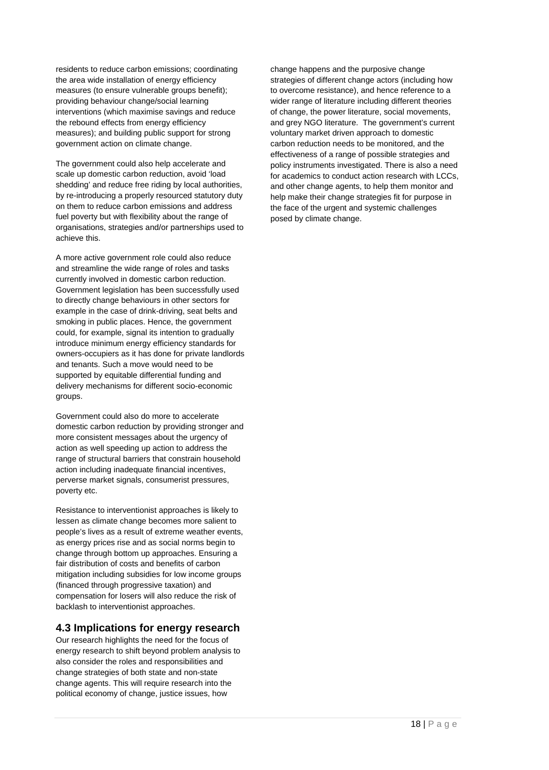residents to reduce carbon emissions; coordinating the area wide installation of energy efficiency measures (to ensure vulnerable groups benefit); providing behaviour change/social learning interventions (which maximise savings and reduce the rebound effects from energy efficiency measures); and building public support for strong government action on climate change.

The government could also help accelerate and scale up domestic carbon reduction, avoid 'load shedding' and reduce free riding by local authorities, by re-introducing a properly resourced statutory duty on them to reduce carbon emissions and address fuel poverty but with flexibility about the range of organisations, strategies and/or partnerships used to achieve this.

A more active government role could also reduce and streamline the wide range of roles and tasks currently involved in domestic carbon reduction. Government legislation has been successfully used to directly change behaviours in other sectors for example in the case of drink-driving, seat belts and smoking in public places. Hence, the government could, for example, signal its intention to gradually introduce minimum energy efficiency standards for owners-occupiers as it has done for private landlords and tenants. Such a move would need to be supported by equitable differential funding and delivery mechanisms for different socio-economic groups.

Government could also do more to accelerate domestic carbon reduction by providing stronger and more consistent messages about the urgency of action as well speeding up action to address the range of structural barriers that constrain household action including inadequate financial incentives, perverse market signals, consumerist pressures, poverty etc.

Resistance to interventionist approaches is likely to lessen as climate change becomes more salient to people's lives as a result of extreme weather events, as energy prices rise and as social norms begin to change through bottom up approaches. Ensuring a fair distribution of costs and benefits of carbon mitigation including subsidies for low income groups (financed through progressive taxation) and compensation for losers will also reduce the risk of backlash to interventionist approaches.

## 4.3 Implications for energy research

Our research highlights the need for the focus of energy research to shift beyond problem analysis to also consider the roles and responsibilities and change strategies of both state and non-state change agents. This will require research into the political economy of change, justice issues, how change happens and the purposive change strategies of different change actors (including how to overcome resistance), and hence reference to a wider range of literature including different theories of change, the power literature, social movements, and grey NGO literature. The government's current voluntary market driven approach to domestic carbon reduction needs to be monitored, and the effectiveness of a range of possible strategies and policy instruments investigated. There is also a need for academics to conduct action research with LCCs, and other change agents, to help them monitor and help make their change strategies fit for purpose in the face of the urgent and systemic challenges posed by climate change.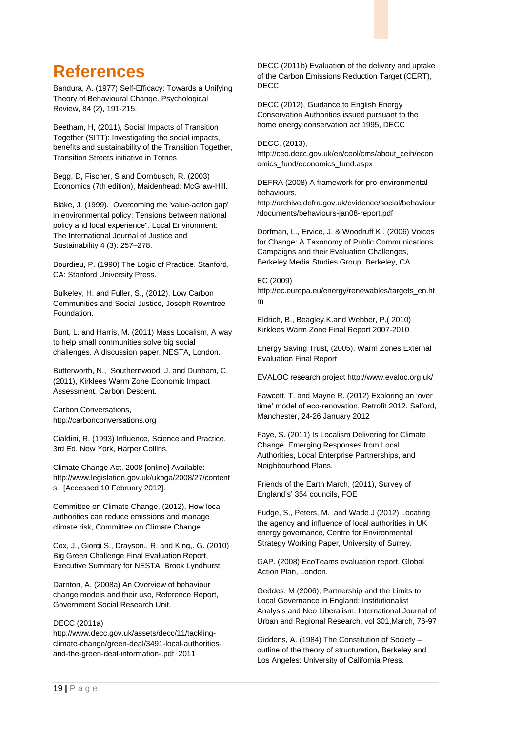# References

Bandura, A. (1977) Self-Efficacy: Towards a Unifying Theory of Behavioural Change. Psychological Review, 84 (2), 191-215.

Beetham, H, (2011), Social Impacts of Transition Together (SITT): Investigating the social impacts, benefits and sustainability of the Transition Together, Transition Streets initiative in Totnes

Begg, D, Fischer, S and Dornbusch, R. (2003) Economics (7th edition), Maidenhead: McGraw-Hill.

Blake, J. (1999). Overcoming the 'value-action gap' in environmental policy: Tensions between national policy and local experience". Local Environment: The International Journal of Justice and Sustainability 4 (3): 257–278.

Bourdieu, P. (1990) The Logic of Practice. Stanford, CA: Stanford University Press.

Bulkeley, H. and Fuller, S., (2012), Low Carbon Communities and Social Justice, Joseph Rowntree Foundation.

Bunt, L. and Harris, M. (2011) Mass Localism, A way to help small communities solve big social challenges. A discussion paper, NESTA, London.

Butterworth, N., Southernwood, J. and Dunham, C. (2011), Kirklees Warm Zone Economic Impact Assessment, Carbon Descent.

Carbon Conversations, http://carbonconversations.org

Cialdini, R. (1993) Influence, Science and Practice, 3rd Ed, New York, Harper Collins.

Climate Change Act, 2008 [online] Available: http://www.legislation.gov.uk/ukpga/2008/27/contents [Accessed 10 February 2012].

Committee on Climate Change, (2012), How local authorities can reduce emissions and manage climate risk, Committee on Climate Change

Cox, J., Giorgi S., Drayson., R. and King,. G. (2010) Big Green Challenge Final Evaluation Report, Executive Summary for NESTA, Brook Lyndhurst

Darnton, A. (2008a) An Overview of behaviour change models and their use, Reference Report, Government Social Research Unit.

DECC (2011a) http://www.decc.gov.uk/assets/decc/11/tackling-climate-change/green-deal/3491-local-authorities-and-the-green-deal-information-.pdf 2011

DECC (2011b) Evaluation of the delivery and uptake of the Carbon Emissions Reduction Target (CERT), DECC

DECC (2012), Guidance to English Energy Conservation Authorities issued pursuant to the home energy conservation act 1995, DECC

DECC, (2013), http://ceo.decc.gov.uk/en/ceol/cms/about_ceih/economics_fund/economics_fund.aspx

DEFRA (2008) A framework for pro-environmental behaviours, http://archive.defra.gov.uk/evidence/social/behaviour/documents/behaviours-jan08-report.pdf

Dorfman, L., Ervice, J. & Woodruff K . (2006) Voices for Change: A Taxonomy of Public Communications Campaigns and their Evaluation Challenges, Berkeley Media Studies Group, Berkeley, CA.

EC (2009) http://ec.europa.eu/energy/renewables/targets_en.htm

Eldrich, B., Beagley,K.and Webber, P.( 2010) Kirklees Warm Zone Final Report 2007-2010

Energy Saving Trust, (2005), Warm Zones External Evaluation Final Report

EVALOC research project http://www.evaloc.org.uk/

Fawcett, T. and Mayne R. (2012) Exploring an 'over time' model of eco-renovation. Retrofit 2012. Salford, Manchester, 24-26 January 2012

Faye, S. (2011) Is Localism Delivering for Climate Change, Emerging Responses from Local Authorities, Local Enterprise Partnerships, and Neighbourhood Plans.

Friends of the Earth March, (2011), Survey of England's' 354 councils, FOE

Fudge, S., Peters, M. and Wade J (2012) Locating the agency and influence of local authorities in UK energy governance, Centre for Environmental Strategy Working Paper, University of Surrey.

GAP. (2008) EcoTeams evaluation report. Global Action Plan, London.

Geddes, M (2006), Partnership and the Limits to Local Governance in England: Institutionalist Analysis and Neo Liberalism, International Journal of Urban and Regional Research, vol 301,March, 76-97

Giddens, A. (1984) The Constitution of Society – outline of the theory of structuration, Berkeley and Los Angeles: University of California Press.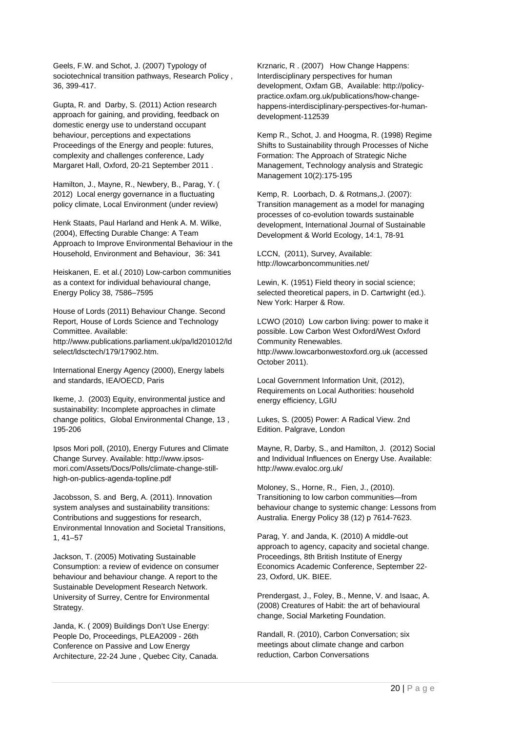Geels, F.W. and Schot, J. (2007) Typology of sociotechnical transition pathways, Research Policy , 36, 399-417.

Gupta, R. and Darby, S. (2011) Action research approach for gaining, and providing, feedback on domestic energy use to understand occupant behaviour, perceptions and expectations Proceedings of the Energy and people: futures, complexity and challenges conference, Lady Margaret Hall, Oxford, 20-21 September 2011 .

Hamilton, J., Mayne, R., Newbery, B., Parag, Y. ( 2012) Local energy governance in a fluctuating policy climate, Local Environment (under review)

Henk Staats, Paul Harland and Henk A. M. Wilke, (2004), Effecting Durable Change: A Team Approach to Improve Environmental Behaviour in the Household, Environment and Behaviour, 36: 341

Heiskanen, E. et al.( 2010) Low-carbon communities as a context for individual behavioural change, Energy Policy 38, 7586–7595

House of Lords (2011) Behaviour Change. Second Report, House of Lords Science and Technology Committee. Available: http://www.publications.parliament.uk/pa/ld201012/ldselect/ldsctech/179/17902.htm.

International Energy Agency (2000), Energy labels and standards, IEA/OECD, Paris

Ikeme, J. (2003) Equity, environmental justice and sustainability: Incomplete approaches in climate change politics, Global Environmental Change, 13 , 195-206

Ipsos Mori poll, (2010), Energy Futures and Climate Change Survey. Available: http://www.ipsos-mori.com/Assets/Docs/Polls/climate-change-still-high-on-publics-agenda-topline.pdf

Jacobsson, S. and Berg, A. (2011). Innovation system analyses and sustainability transitions: Contributions and suggestions for research, Environmental Innovation and Societal Transitions, 1, 41–57

Jackson, T. (2005) Motivating Sustainable Consumption: a review of evidence on consumer behaviour and behaviour change. A report to the Sustainable Development Research Network. University of Surrey, Centre for Environmental Strategy.

Janda, K. ( 2009) Buildings Don't Use Energy: People Do, Proceedings, PLEA2009 - 26th Conference on Passive and Low Energy Architecture, 22-24 June , Quebec City, Canada.

Krznaric, R . (2007) How Change Happens: Interdisciplinary perspectives for human development, Oxfam GB, Available: http://policy-practice.oxfam.org.uk/publications/how-change-happens-interdisciplinary-perspectives-for-human-development-112539

Kemp R., Schot, J. and Hoogma, R. (1998) Regime Shifts to Sustainability through Processes of Niche Formation: The Approach of Strategic Niche Management, Technology analysis and Strategic Management 10(2):175-195

Kemp, R. Loorbach, D. & Rotmans,J. (2007): Transition management as a model for managing processes of co-evolution towards sustainable development, International Journal of Sustainable Development & World Ecology, 14:1, 78-91

LCCN, (2011), Survey, Available: http://lowcarboncommunities.net/

Lewin, K. (1951) Field theory in social science; selected theoretical papers, in D. Cartwright (ed.). New York: Harper & Row.

LCWO (2010) Low carbon living: power to make it possible. Low Carbon West Oxford/West Oxford Community Renewables. http://www.lowcarbonwestoxford.org.uk (accessed October 2011).

Local Government Information Unit, (2012), Requirements on Local Authorities: household energy efficiency, LGIU

Lukes, S. (2005) Power: A Radical View. 2nd Edition. Palgrave, London

Mayne, R, Darby, S., and Hamilton, J. (2012) Social and Individual Influences on Energy Use. Available: http://www.evaloc.org.uk/

Moloney, S., Horne, R., Fien, J., (2010). Transitioning to low carbon communities—from behaviour change to systemic change: Lessons from Australia. Energy Policy 38 (12) p 7614-7623.

Parag, Y. and Janda, K. (2010) A middle-out approach to agency, capacity and societal change. Proceedings, 8th British Institute of Energy Economics Academic Conference, September 22-23, Oxford, UK. BIEE.

Prendergast, J., Foley, B., Menne, V. and Isaac, A. (2008) Creatures of Habit: the art of behavioural change, Social Marketing Foundation.

Randall, R. (2010), Carbon Conversation; six meetings about climate change and carbon reduction, Carbon Conversations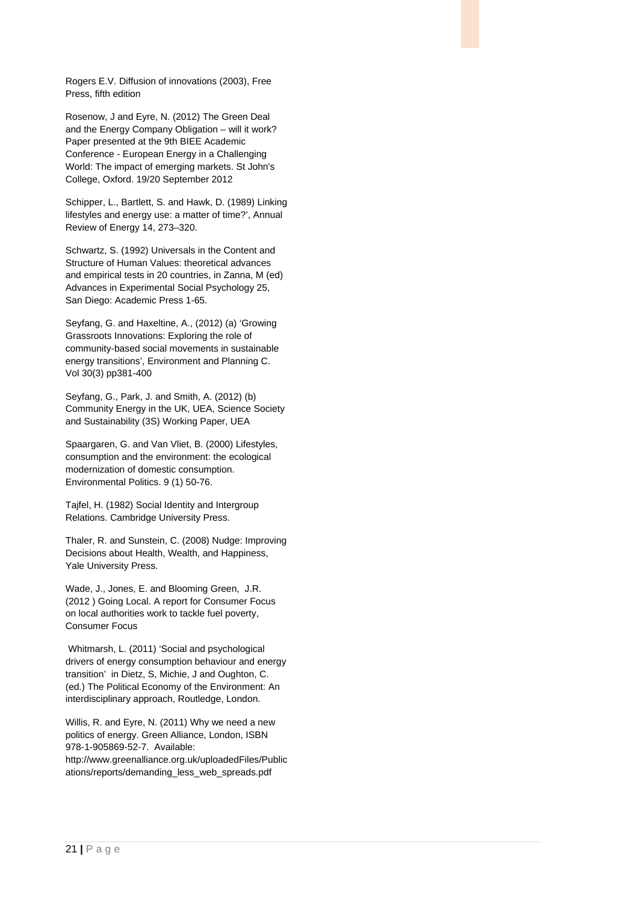Rogers E.V. Diffusion of innovations (2003), Free Press, fifth edition

Rosenow, J and Eyre, N. (2012) The Green Deal and the Energy Company Obligation – will it work? Paper presented at the 9th BIEE Academic Conference - European Energy in a Challenging World: The impact of emerging markets. St John's College, Oxford. 19/20 September 2012

Schipper, L., Bartlett, S. and Hawk, D. (1989) Linking lifestyles and energy use: a matter of time?', Annual Review of Energy 14, 273–320.

Schwartz, S. (1992) Universals in the Content and Structure of Human Values: theoretical advances and empirical tests in 20 countries, in Zanna, M (ed) Advances in Experimental Social Psychology 25, San Diego: Academic Press 1-65.

Seyfang, G. and Haxeltine, A., (2012) (a) 'Growing Grassroots Innovations: Exploring the role of community-based social movements in sustainable energy transitions', Environment and Planning C. Vol 30(3) pp381-400

Seyfang, G., Park, J. and Smith, A. (2012) (b) Community Energy in the UK, UEA, Science Society and Sustainability (3S) Working Paper, UEA

Spaargaren, G. and Van Vliet, B. (2000) Lifestyles, consumption and the environment: the ecological modernization of domestic consumption. Environmental Politics. 9 (1) 50-76.

Tajfel, H. (1982) Social Identity and Intergroup Relations. Cambridge University Press.

Thaler, R. and Sunstein, C. (2008) Nudge: Improving Decisions about Health, Wealth, and Happiness, Yale University Press.

Wade, J., Jones, E. and Blooming Green, J.R. (2012 ) Going Local. A report for Consumer Focus on local authorities work to tackle fuel poverty, Consumer Focus

Whitmarsh, L. (2011) 'Social and psychological drivers of energy consumption behaviour and energy transition' in Dietz, S, Michie, J and Oughton, C. (ed.) The Political Economy of the Environment: An interdisciplinary approach, Routledge, London.

Willis, R. and Eyre, N. (2011) Why we need a new politics of energy. Green Alliance, London, ISBN 978-1-905869-52-7. Available: http://www.greenalliance.org.uk/uploadedFiles/Publications/reports/demanding_less_web_spreads.pdf